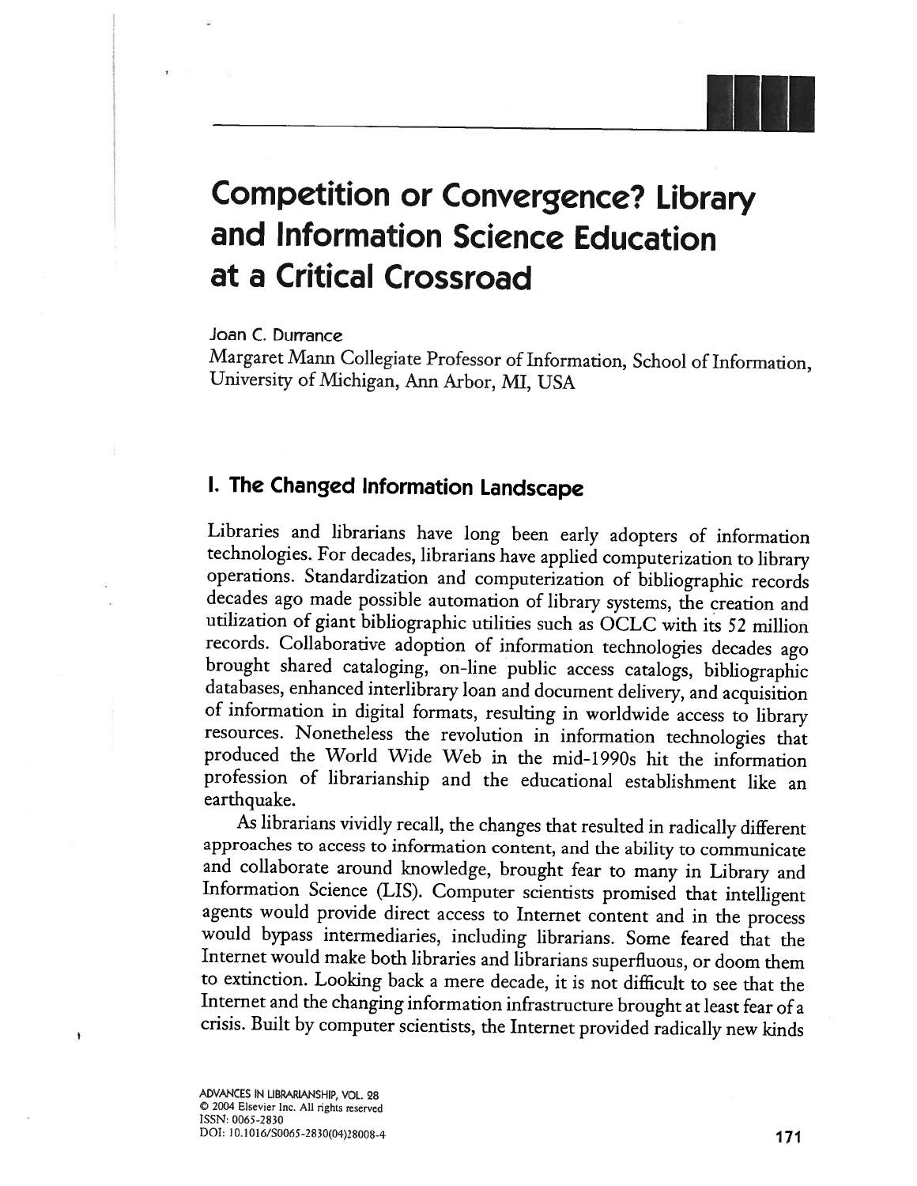# Competition or Convergence? Library and Information Science Education at a Critical Crossroad

Joan C. Durrance

Margaret Mann Collegiate Professor of Information, School of Information, University of Michigan, Ann Arbor, MI, USA

## I. The Changed Information Landscape

Libraries and librarians have long been early adopters of information technologies. For decades, librarians have applied computerization to library operations. Standardization and computerization of bibliographic records decades ago made possible automation of library systems, the creation and utilization of giant bibliographic utilities such as OCLC with its 52 million records. Collaborative adoption of information technologies decades ago brought shared cataloging, on-line public access catalogs, bibliographic databases, enhanced interlibrary loan and document delivery, and acquisition of information in digital formats, resulting in worldwide access to library resources. Nonetheless the revolution in information technologies that produced the World Wide Web in the mid-1990s hit the information profession of librarianship and the educational establishment like an earthquake.

As librarians vividly recall, the changes that resulted in radically different approaches to access to information content, and the ability to communicate and collaborate around knowledge, brought fear to many in Library and Information Science (LIS). Computer scientists promised that intelligent agents would provide direct access to Internet content and in the process would bypass intermediaries, including librarians. Some feared that the Internet would make both libraries and librarians superfluous, or doom them to extinction. Looking back a mere decade, it is not difficult to see that the Internet and the changing information infrastructure brought at least fear of a crisis. Built by computer scientists, the Internet provided radically new kinds

ADVANCES IN LIBRARIANSHIP, VOL. 28
© 2004 Elsevier Inc. All rights reserved
ISSN: 0065-2830
DOI: 10.1016/S0065-2830(04)28008-4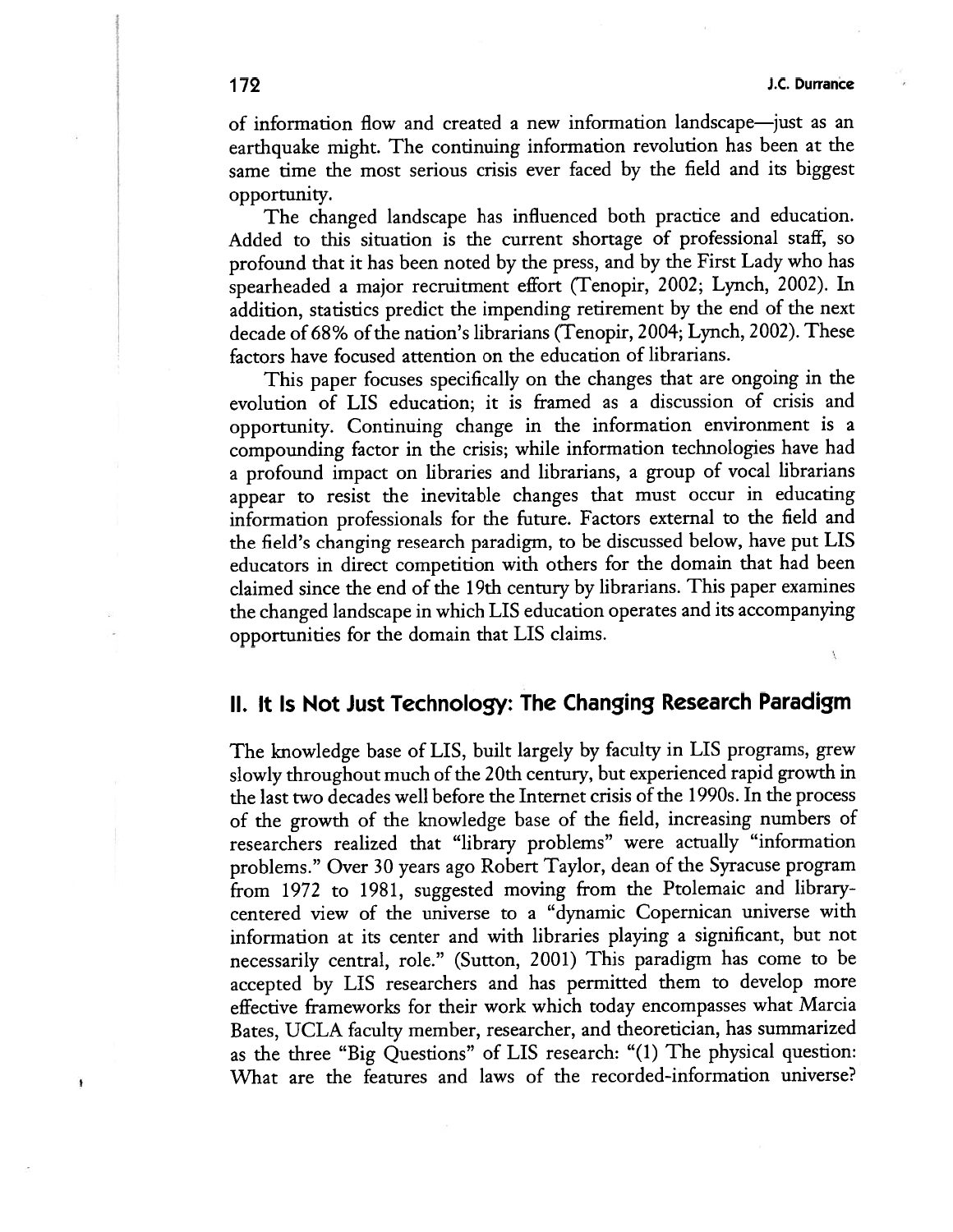of information flow and created a new information landscape—just as an earthquake might. The continuing information revolution has been at the same time the most serious crisis ever faced by the field and its biggest opportunity.

The changed landscape has influenced both practice and education. Added to this situation is the current shortage of professional staff, so profound that it has been noted by the press, and by the First Lady who has spearheaded a major recruitment effort (Tenopir, 2002; Lynch, 2002). In addition, statistics predict the impending retirement by the end of the next decade of 68% of the nation's librarians (Tenopir, 2004; Lynch, 2002). These factors have focused attention on the education of librarians.

This paper focuses specifically on the changes that are ongoing in the evolution of LIS education; it is framed as a discussion of crisis and opportunity. Continuing change in the information environment is a compounding factor in the crisis; while information technologies have had a profound impact on libraries and librarians, a group of vocal librarians appear to resist the inevitable changes that must occur in educating information professionals for the future. Factors external to the field and the field's changing research paradigm, to be discussed below, have put LIS educators in direct competition with others for the domain that had been claimed since the end of the 19th century by librarians. This paper examines the changed landscape in which LIS education operates and its accompanying opportunities for the domain that LIS claims.

## II. It Is Not Just Technology: The Changing Research Paradigm

The knowledge base of LIS, built largely by faculty in LIS programs, grew slowly throughout much of the 20th century, but experienced rapid growth in the last two decades well before the Internet crisis of the 1990s. In the process of the growth of the knowledge base of the field, increasing numbers of researchers realized that "library problems" were actually "information problems." Over 30 years ago Robert Taylor, dean of the Syracuse program from 1972 to 1981, suggested moving from the Ptolemaic and library-centered view of the universe to a "dynamic Copernican universe with information at its center and with libraries playing a significant, but not necessarily central, role." (Sutton, 2001) This paradigm has come to be accepted by LIS researchers and has permitted them to develop more effective frameworks for their work which today encompasses what Marcia Bates, UCLA faculty member, researcher, and theoretician, has summarized as the three "Big Questions" of LIS research: "(1) The physical question: What are the features and laws of the recorded-information universe?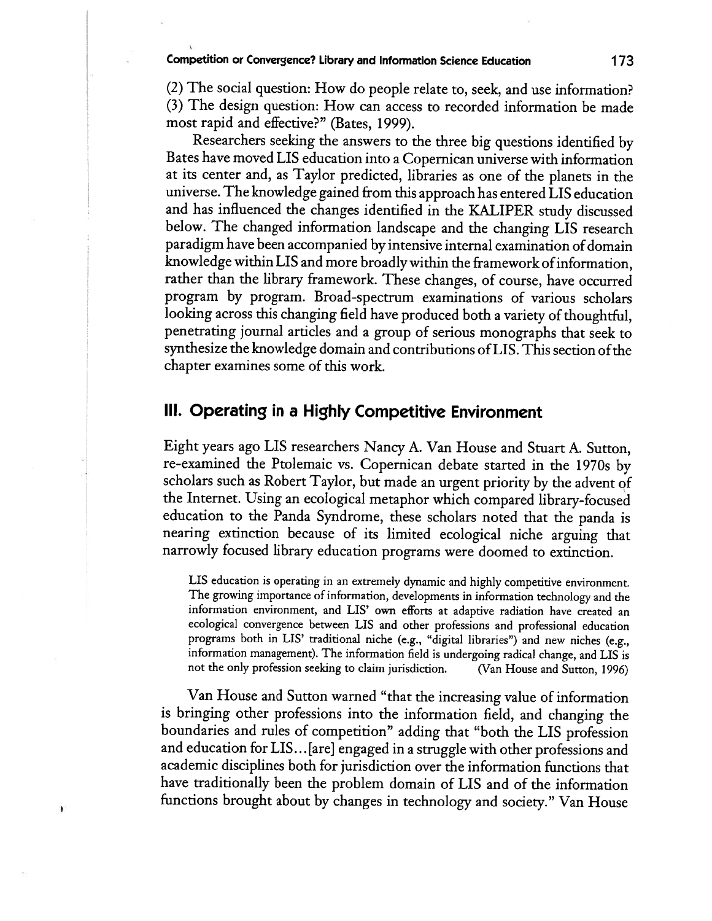(2) The social question: How do people relate to, seek, and use information? (3) The design question: How can access to recorded information be made most rapid and effective?" (Bates, 1999).

Researchers seeking the answers to the three big questions identified by Bates have moved LIS education into a Copernican universe with information at its center and, as Taylor predicted, libraries as one of the planets in the universe. The knowledge gained from this approach has entered LIS education and has influenced the changes identified in the KALIPER study discussed below. The changed information landscape and the changing LIS research paradigm have been accompanied by intensive internal examination of domain knowledge within LIS and more broadly within the framework of information, rather than the library framework. These changes, of course, have occurred program by program. Broad-spectrum examinations of various scholars looking across this changing field have produced both a variety of thoughtful, penetrating journal articles and a group of serious monographs that seek to synthesize the knowledge domain and contributions of LIS. This section of the chapter examines some of this work.

## III. Operating in a Highly Competitive Environment

Eight years ago LIS researchers Nancy A. Van House and Stuart A. Sutton, re-examined the Ptolemaic vs. Copernican debate started in the 1970s by scholars such as Robert Taylor, but made an urgent priority by the advent of the Internet. Using an ecological metaphor which compared library-focused education to the Panda Syndrome, these scholars noted that the panda is nearing extinction because of its limited ecological niche arguing that narrowly focused library education programs were doomed to extinction.

> LIS education is operating in an extremely dynamic and highly competitive environment. The growing importance of information, developments in information technology and the information environment, and LIS' own efforts at adaptive radiation have created an ecological convergence between LIS and other professions and professional education programs both in LIS' traditional niche (e.g., "digital libraries") and new niches (e.g., information management). The information field is undergoing radical change, and LIS is not the only profession seeking to claim jurisdiction. (Van House and Sutton, 1996)

Van House and Sutton warned "that the increasing value of information is bringing other professions into the information field, and changing the boundaries and rules of competition" adding that "both the LIS profession and education for LIS...[are] engaged in a struggle with other professions and academic disciplines both for jurisdiction over the information functions that have traditionally been the problem domain of LIS and of the information functions brought about by changes in technology and society." Van House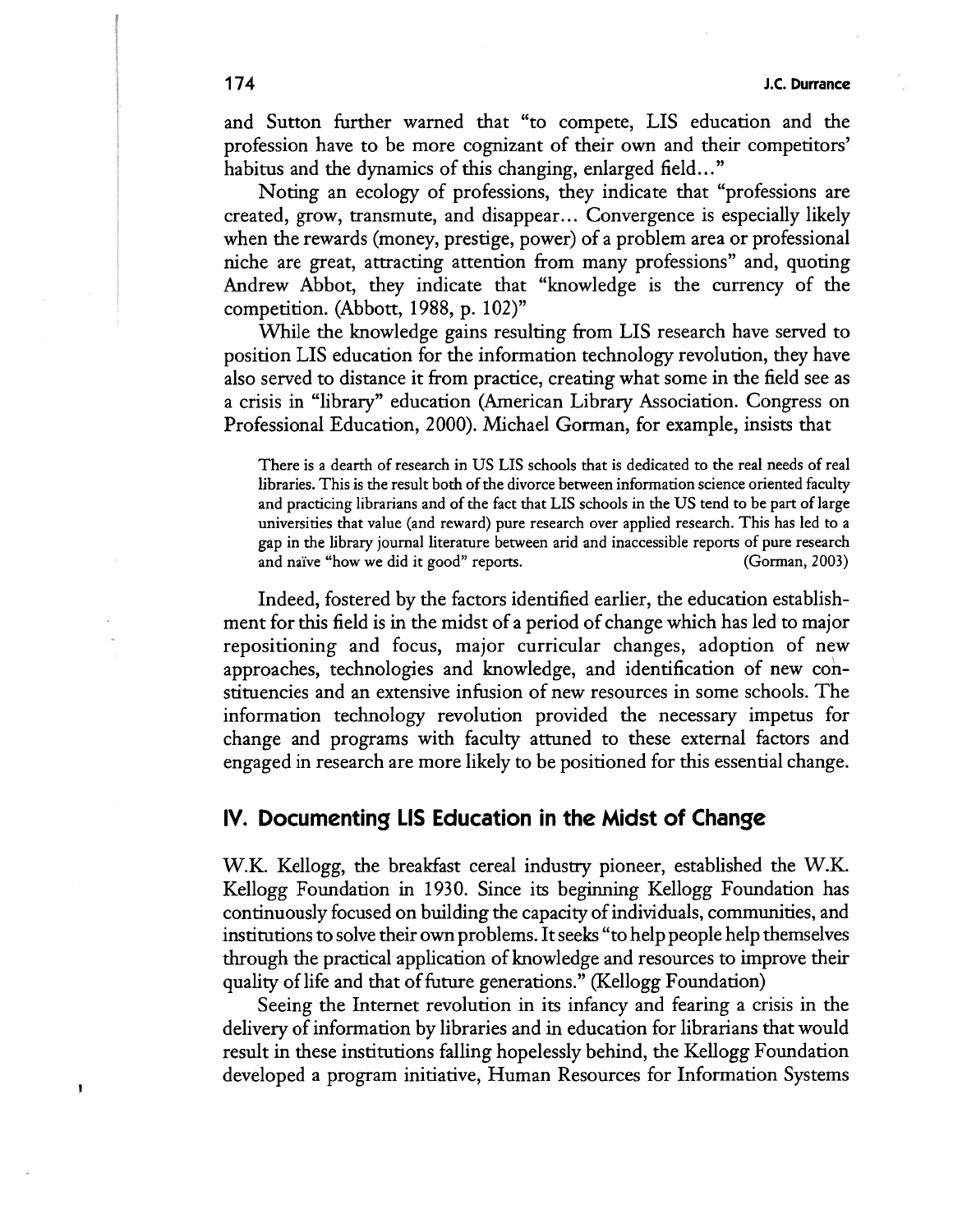and Sutton further warned that "to compete, LIS education and the profession have to be more cognizant of their own and their competitors' habitus and the dynamics of this changing, enlarged field..."

Noting an ecology of professions, they indicate that "professions are created, grow, transmute, and disappear... Convergence is especially likely when the rewards (money, prestige, power) of a problem area or professional niche are great, attracting attention from many professions" and, quoting Andrew Abbot, they indicate that "knowledge is the currency of the competition. (Abbott, 1988, p. 102)"

While the knowledge gains resulting from LIS research have served to position LIS education for the information technology revolution, they have also served to distance it from practice, creating what some in the field see as a crisis in "library" education (American Library Association. Congress on Professional Education, 2000). Michael Gorman, for example, insists that

> There is a dearth of research in US LIS schools that is dedicated to the real needs of real libraries. This is the result both of the divorce between information science oriented faculty and practicing librarians and of the fact that LIS schools in the US tend to be part of large universities that value (and reward) pure research over applied research. This has led to a gap in the library journal literature between arid and inaccessible reports of pure research and naïve "how we did it good" reports. (Gorman, 2003)

Indeed, fostered by the factors identified earlier, the education establishment for this field is in the midst of a period of change which has led to major repositioning and focus, major curricular changes, adoption of new approaches, technologies and knowledge, and identification of new constituencies and an extensive infusion of new resources in some schools. The information technology revolution provided the necessary impetus for change and programs with faculty attuned to these external factors and engaged in research are more likely to be positioned for this essential change.

## IV. Documenting LIS Education in the Midst of Change

W.K. Kellogg, the breakfast cereal industry pioneer, established the W.K. Kellogg Foundation in 1930. Since its beginning Kellogg Foundation has continuously focused on building the capacity of individuals, communities, and institutions to solve their own problems. It seeks "to help people help themselves through the practical application of knowledge and resources to improve their quality of life and that of future generations." (Kellogg Foundation)

Seeing the Internet revolution in its infancy and fearing a crisis in the delivery of information by libraries and in education for librarians that would result in these institutions falling hopelessly behind, the Kellogg Foundation developed a program initiative, Human Resources for Information Systems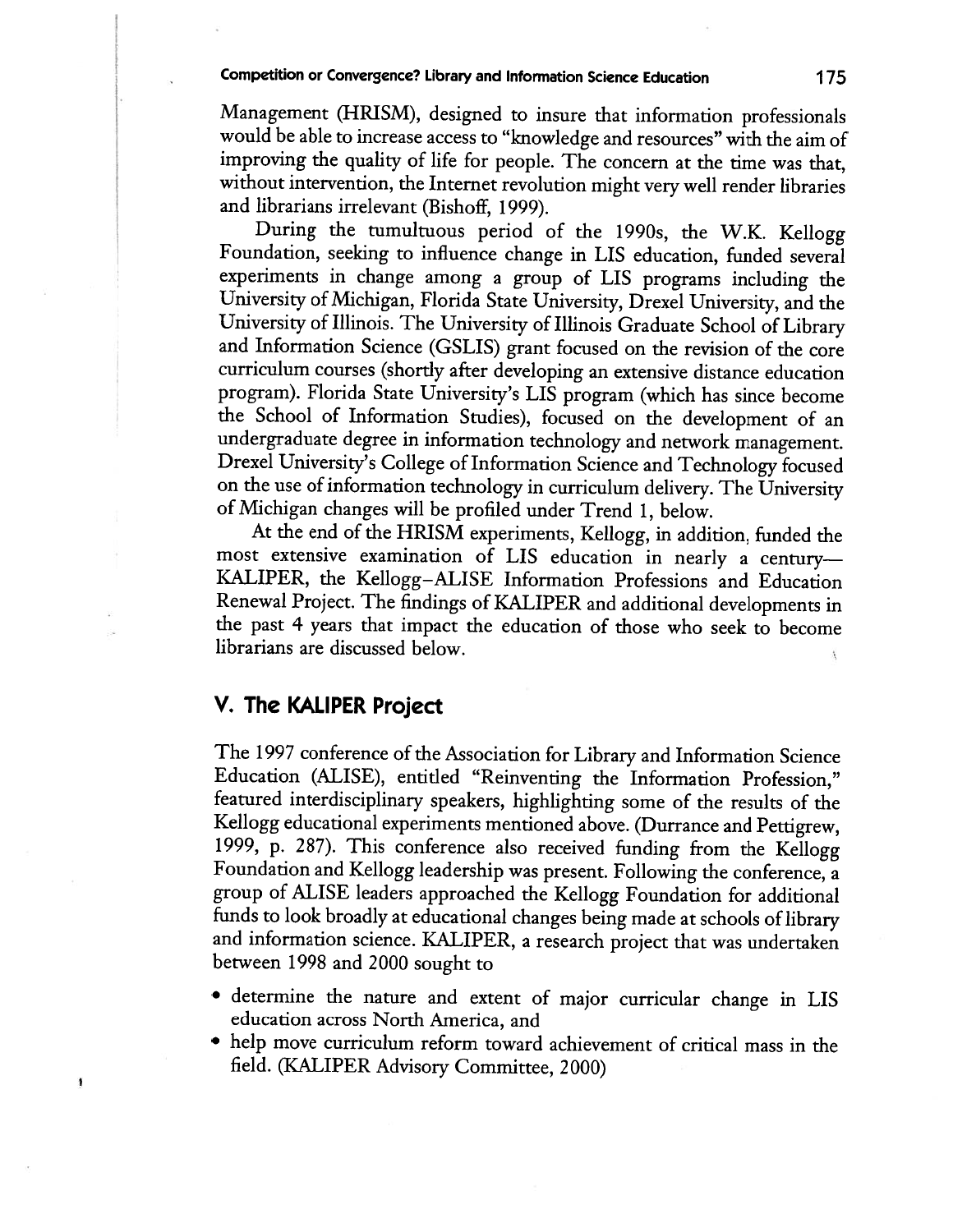Management (HRISM), designed to insure that information professionals would be able to increase access to "knowledge and resources" with the aim of improving the quality of life for people. The concern at the time was that, without intervention, the Internet revolution might very well render libraries and librarians irrelevant (Bishoff, 1999).

During the tumultuous period of the 1990s, the W.K. Kellogg Foundation, seeking to influence change in LIS education, funded several experiments in change among a group of LIS programs including the University of Michigan, Florida State University, Drexel University, and the University of Illinois. The University of Illinois Graduate School of Library and Information Science (GSLIS) grant focused on the revision of the core curriculum courses (shortly after developing an extensive distance education program). Florida State University's LIS program (which has since become the School of Information Studies), focused on the development of an undergraduate degree in information technology and network management. Drexel University's College of Information Science and Technology focused on the use of information technology in curriculum delivery. The University of Michigan changes will be profiled under Trend 1, below.

At the end of the HRISM experiments, Kellogg, in addition, funded the most extensive examination of LIS education in nearly a century—KALIPER, the Kellogg–ALISE Information Professions and Education Renewal Project. The findings of KALIPER and additional developments in the past 4 years that impact the education of those who seek to become librarians are discussed below.

## V. The KALIPER Project

The 1997 conference of the Association for Library and Information Science Education (ALISE), entitled "Reinventing the Information Profession," featured interdisciplinary speakers, highlighting some of the results of the Kellogg educational experiments mentioned above. (Durrance and Pettigrew, 1999, p. 287). This conference also received funding from the Kellogg Foundation and Kellogg leadership was present. Following the conference, a group of ALISE leaders approached the Kellogg Foundation for additional funds to look broadly at educational changes being made at schools of library and information science. KALIPER, a research project that was undertaken between 1998 and 2000 sought to

- determine the nature and extent of major curricular change in LIS education across North America, and
- help move curriculum reform toward achievement of critical mass in the field. (KALIPER Advisory Committee, 2000)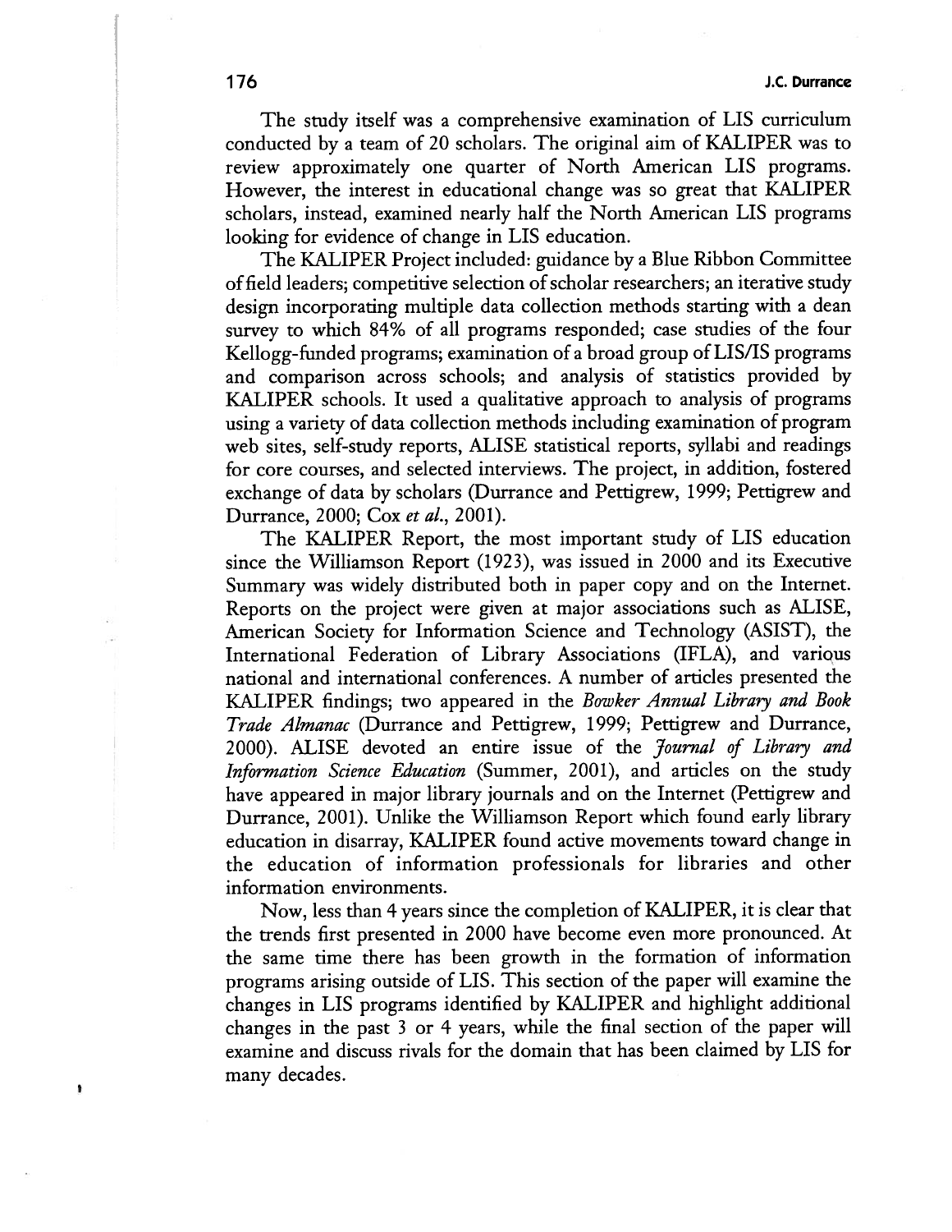The study itself was a comprehensive examination of LIS curriculum conducted by a team of 20 scholars. The original aim of KALIPER was to review approximately one quarter of North American LIS programs. However, the interest in educational change was so great that KALIPER scholars, instead, examined nearly half the North American LIS programs looking for evidence of change in LIS education.

The KALIPER Project included: guidance by a Blue Ribbon Committee of field leaders; competitive selection of scholar researchers; an iterative study design incorporating multiple data collection methods starting with a dean survey to which 84% of all programs responded; case studies of the four Kellogg-funded programs; examination of a broad group of LIS/IS programs and comparison across schools; and analysis of statistics provided by KALIPER schools. It used a qualitative approach to analysis of programs using a variety of data collection methods including examination of program web sites, self-study reports, ALISE statistical reports, syllabi and readings for core courses, and selected interviews. The project, in addition, fostered exchange of data by scholars (Durrance and Pettigrew, 1999; Pettigrew and Durrance, 2000; Cox *et al.*, 2001).

The KALIPER Report, the most important study of LIS education since the Williamson Report (1923), was issued in 2000 and its Executive Summary was widely distributed both in paper copy and on the Internet. Reports on the project were given at major associations such as ALISE, American Society for Information Science and Technology (ASIST), the International Federation of Library Associations (IFLA), and various national and international conferences. A number of articles presented the KALIPER findings; two appeared in the *Bowker Annual Library and Book Trade Almanac* (Durrance and Pettigrew, 1999; Pettigrew and Durrance, 2000). ALISE devoted an entire issue of the *Journal of Library and Information Science Education* (Summer, 2001), and articles on the study have appeared in major library journals and on the Internet (Pettigrew and Durrance, 2001). Unlike the Williamson Report which found early library education in disarray, KALIPER found active movements toward change in the education of information professionals for libraries and other information environments.

Now, less than 4 years since the completion of KALIPER, it is clear that the trends first presented in 2000 have become even more pronounced. At the same time there has been growth in the formation of information programs arising outside of LIS. This section of the paper will examine the changes in LIS programs identified by KALIPER and highlight additional changes in the past 3 or 4 years, while the final section of the paper will examine and discuss rivals for the domain that has been claimed by LIS for many decades.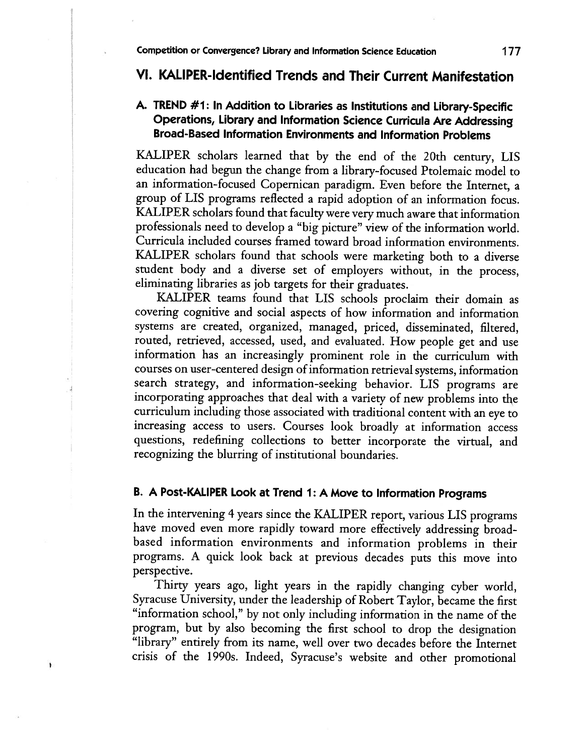## VI. KALIPER-Identified Trends and Their Current Manifestation

### A. TREND #1: In Addition to Libraries as Institutions and Library-Specific Operations, Library and Information Science Curricula Are Addressing Broad-Based Information Environments and Information Problems

KALIPER scholars learned that by the end of the 20th century, LIS education had begun the change from a library-focused Ptolemaic model to an information-focused Copernican paradigm. Even before the Internet, a group of LIS programs reflected a rapid adoption of an information focus. KALIPER scholars found that faculty were very much aware that information professionals need to develop a "big picture" view of the information world. Curricula included courses framed toward broad information environments. KALIPER scholars found that schools were marketing both to a diverse student body and a diverse set of employers without, in the process, eliminating libraries as job targets for their graduates.

KALIPER teams found that LIS schools proclaim their domain as covering cognitive and social aspects of how information and information systems are created, organized, managed, priced, disseminated, filtered, routed, retrieved, accessed, used, and evaluated. How people get and use information has an increasingly prominent role in the curriculum with courses on user-centered design of information retrieval systems, information search strategy, and information-seeking behavior. LIS programs are incorporating approaches that deal with a variety of new problems into the curriculum including those associated with traditional content with an eye to increasing access to users. Courses look broadly at information access questions, redefining collections to better incorporate the virtual, and recognizing the blurring of institutional boundaries.

### B. A Post-KALIPER Look at Trend 1: A Move to Information Programs

In the intervening 4 years since the KALIPER report, various LIS programs have moved even more rapidly toward more effectively addressing broad-based information environments and information problems in their programs. A quick look back at previous decades puts this move into perspective.

Thirty years ago, light years in the rapidly changing cyber world, Syracuse University, under the leadership of Robert Taylor, became the first "information school," by not only including information in the name of the program, but by also becoming the first school to drop the designation "library" entirely from its name, well over two decades before the Internet crisis of the 1990s. Indeed, Syracuse's website and other promotional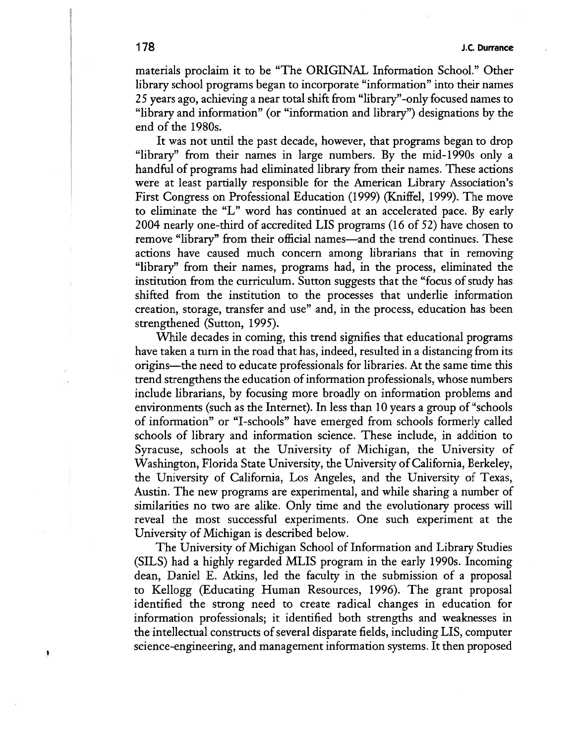materials proclaim it to be "The ORIGINAL Information School." Other library school programs began to incorporate "information" into their names 25 years ago, achieving a near total shift from "library"-only focused names to "library and information" (or "information and library") designations by the end of the 1980s.

It was not until the past decade, however, that programs began to drop "library" from their names in large numbers. By the mid-1990s only a handful of programs had eliminated library from their names. These actions were at least partially responsible for the American Library Association's First Congress on Professional Education (1999) (Kniffel, 1999). The move to eliminate the "L" word has continued at an accelerated pace. By early 2004 nearly one-third of accredited LIS programs (16 of 52) have chosen to remove "library" from their official names—and the trend continues. These actions have caused much concern among librarians that in removing "library" from their names, programs had, in the process, eliminated the institution from the curriculum. Sutton suggests that the "focus of study has shifted from the institution to the processes that underlie information creation, storage, transfer and use" and, in the process, education has been strengthened (Sutton, 1995).

While decades in coming, this trend signifies that educational programs have taken a turn in the road that has, indeed, resulted in a distancing from its origins—the need to educate professionals for libraries. At the same time this trend strengthens the education of information professionals, whose numbers include librarians, by focusing more broadly on information problems and environments (such as the Internet). In less than 10 years a group of "schools of information" or "I-schools" have emerged from schools formerly called schools of library and information science. These include, in addition to Syracuse, schools at the University of Michigan, the University of Washington, Florida State University, the University of California, Berkeley, the University of California, Los Angeles, and the University of Texas, Austin. The new programs are experimental, and while sharing a number of similarities no two are alike. Only time and the evolutionary process will reveal the most successful experiments. One such experiment at the University of Michigan is described below.

The University of Michigan School of Information and Library Studies (SILS) had a highly regarded MLIS program in the early 1990s. Incoming dean, Daniel E. Atkins, led the faculty in the submission of a proposal to Kellogg (Educating Human Resources, 1996). The grant proposal identified the strong need to create radical changes in education for information professionals; it identified both strengths and weaknesses in the intellectual constructs of several disparate fields, including LIS, computer science-engineering, and management information systems. It then proposed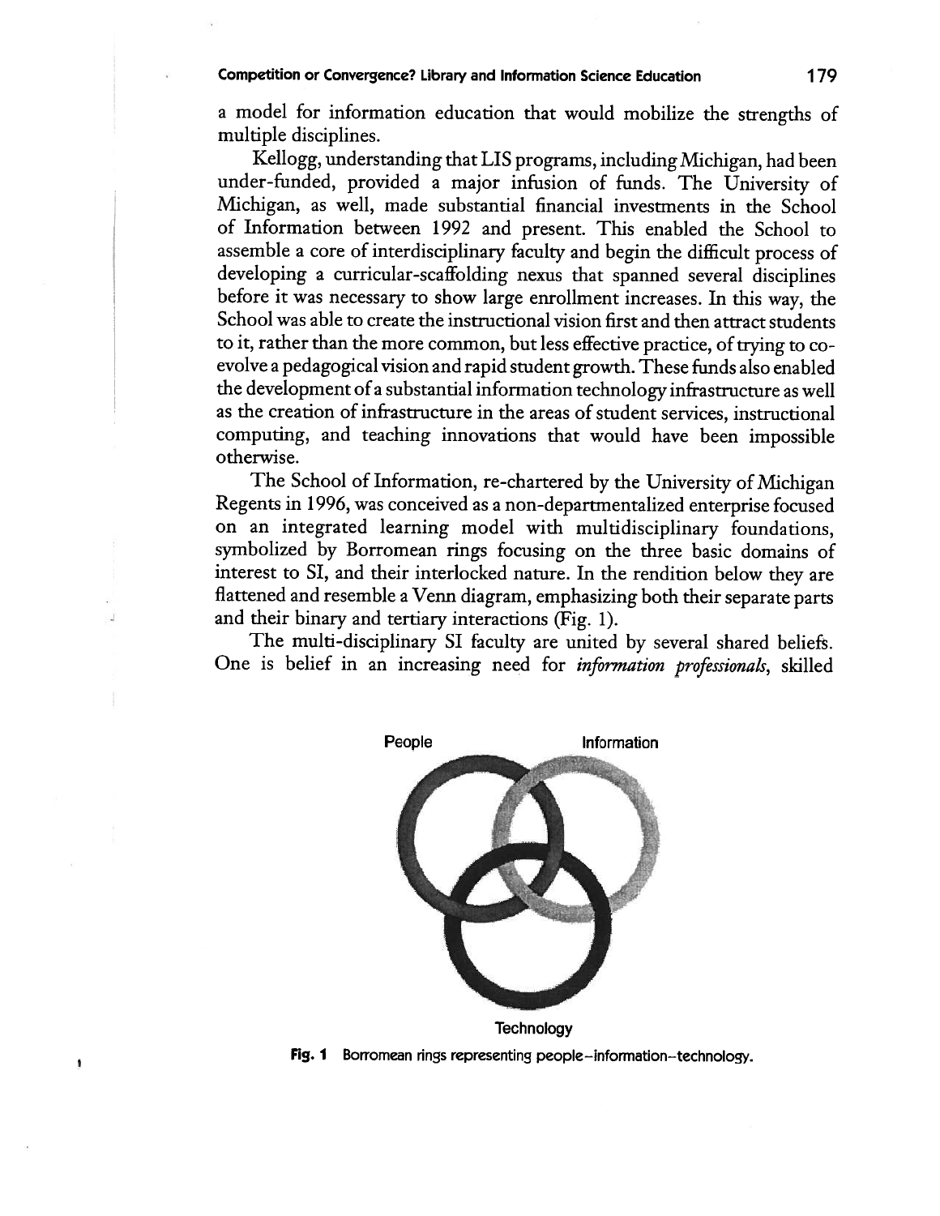a model for information education that would mobilize the strengths of multiple disciplines.

Kellogg, understanding that LIS programs, including Michigan, had been under-funded, provided a major infusion of funds. The University of Michigan, as well, made substantial financial investments in the School of Information between 1992 and present. This enabled the School to assemble a core of interdisciplinary faculty and begin the difficult process of developing a curricular-scaffolding nexus that spanned several disciplines before it was necessary to show large enrollment increases. In this way, the School was able to create the instructional vision first and then attract students to it, rather than the more common, but less effective practice, of trying to co-evolve a pedagogical vision and rapid student growth. These funds also enabled the development of a substantial information technology infrastructure as well as the creation of infrastructure in the areas of student services, instructional computing, and teaching innovations that would have been impossible otherwise.

The School of Information, re-chartered by the University of Michigan Regents in 1996, was conceived as a non-departmentalized enterprise focused on an integrated learning model with multidisciplinary foundations, symbolized by Borromean rings focusing on the three basic domains of interest to SI, and their interlocked nature. In the rendition below they are flattened and resemble a Venn diagram, emphasizing both their separate parts and their binary and tertiary interactions (Fig. 1).

The multi-disciplinary SI faculty are united by several shared beliefs. One is belief in an increasing need for *information professionals*, skilled

People

Information

Technology

**Fig. 1** Borromean rings representing people–information–technology.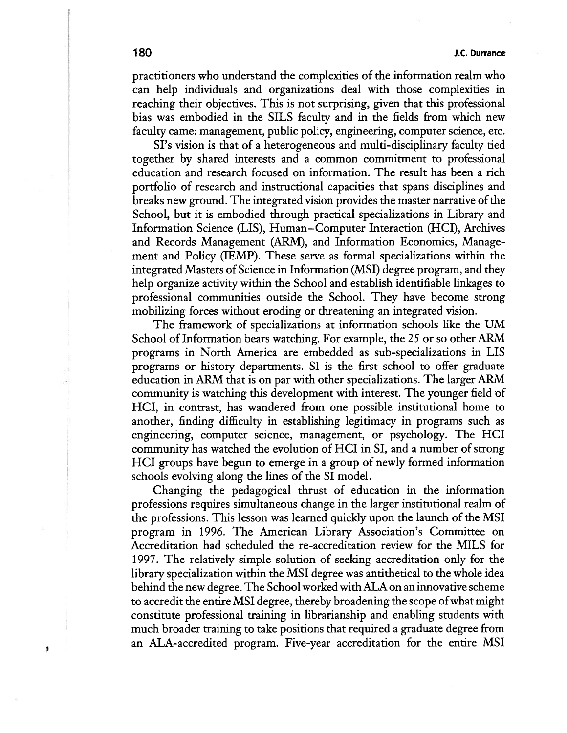practitioners who understand the complexities of the information realm who can help individuals and organizations deal with those complexities in reaching their objectives. This is not surprising, given that this professional bias was embodied in the SILS faculty and in the fields from which new faculty came: management, public policy, engineering, computer science, etc.

SI's vision is that of a heterogeneous and multi-disciplinary faculty tied together by shared interests and a common commitment to professional education and research focused on information. The result has been a rich portfolio of research and instructional capacities that spans disciplines and breaks new ground. The integrated vision provides the master narrative of the School, but it is embodied through practical specializations in Library and Information Science (LIS), Human–Computer Interaction (HCI), Archives and Records Management (ARM), and Information Economics, Management and Policy (IEMP). These serve as formal specializations within the integrated Masters of Science in Information (MSI) degree program, and they help organize activity within the School and establish identifiable linkages to professional communities outside the School. They have become strong mobilizing forces without eroding or threatening an integrated vision.

The framework of specializations at information schools like the UM School of Information bears watching. For example, the 25 or so other ARM programs in North America are embedded as sub-specializations in LIS programs or history departments. SI is the first school to offer graduate education in ARM that is on par with other specializations. The larger ARM community is watching this development with interest. The younger field of HCI, in contrast, has wandered from one possible institutional home to another, finding difficulty in establishing legitimacy in programs such as engineering, computer science, management, or psychology. The HCI community has watched the evolution of HCI in SI, and a number of strong HCI groups have begun to emerge in a group of newly formed information schools evolving along the lines of the SI model.

Changing the pedagogical thrust of education in the information professions requires simultaneous change in the larger institutional realm of the professions. This lesson was learned quickly upon the launch of the MSI program in 1996. The American Library Association's Committee on Accreditation had scheduled the re-accreditation review for the MILS for 1997. The relatively simple solution of seeking accreditation only for the library specialization within the MSI degree was antithetical to the whole idea behind the new degree. The School worked with ALA on an innovative scheme to accredit the entire MSI degree, thereby broadening the scope of what might constitute professional training in librarianship and enabling students with much broader training to take positions that required a graduate degree from an ALA-accredited program. Five-year accreditation for the entire MSI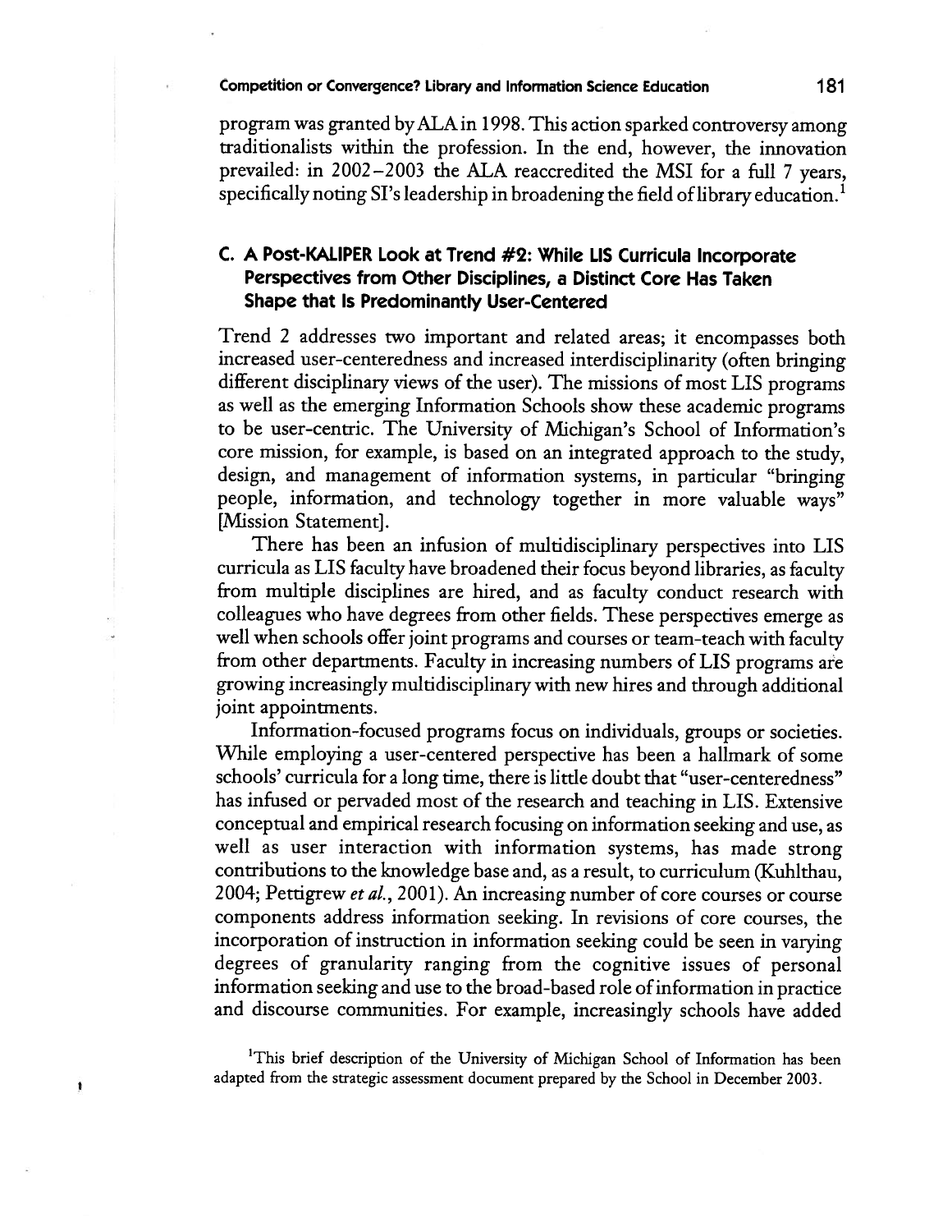program was granted by ALA in 1998. This action sparked controversy among traditionalists within the profession. In the end, however, the innovation prevailed: in 2002–2003 the ALA reaccredited the MSI for a full 7 years, specifically noting SI's leadership in broadening the field of library education.[1]

### C. A Post-KALIPER Look at Trend #2: While LIS Curricula Incorporate Perspectives from Other Disciplines, a Distinct Core Has Taken Shape that Is Predominantly User-Centered

Trend 2 addresses two important and related areas; it encompasses both increased user-centeredness and increased interdisciplinarity (often bringing different disciplinary views of the user). The missions of most LIS programs as well as the emerging Information Schools show these academic programs to be user-centric. The University of Michigan's School of Information's core mission, for example, is based on an integrated approach to the study, design, and management of information systems, in particular "bringing people, information, and technology together in more valuable ways" [Mission Statement].

There has been an infusion of multidisciplinary perspectives into LIS curricula as LIS faculty have broadened their focus beyond libraries, as faculty from multiple disciplines are hired, and as faculty conduct research with colleagues who have degrees from other fields. These perspectives emerge as well when schools offer joint programs and courses or team-teach with faculty from other departments. Faculty in increasing numbers of LIS programs are growing increasingly multidisciplinary with new hires and through additional joint appointments.

Information-focused programs focus on individuals, groups or societies. While employing a user-centered perspective has been a hallmark of some schools' curricula for a long time, there is little doubt that "user-centeredness" has infused or pervaded most of the research and teaching in LIS. Extensive conceptual and empirical research focusing on information seeking and use, as well as user interaction with information systems, has made strong contributions to the knowledge base and, as a result, to curriculum (Kuhlthau, 2004; Pettigrew *et al.*, 2001). An increasing number of core courses or course components address information seeking. In revisions of core courses, the incorporation of instruction in information seeking could be seen in varying degrees of granularity ranging from the cognitive issues of personal information seeking and use to the broad-based role of information in practice and discourse communities. For example, increasingly schools have added

[1]This brief description of the University of Michigan School of Information has been adapted from the strategic assessment document prepared by the School in December 2003.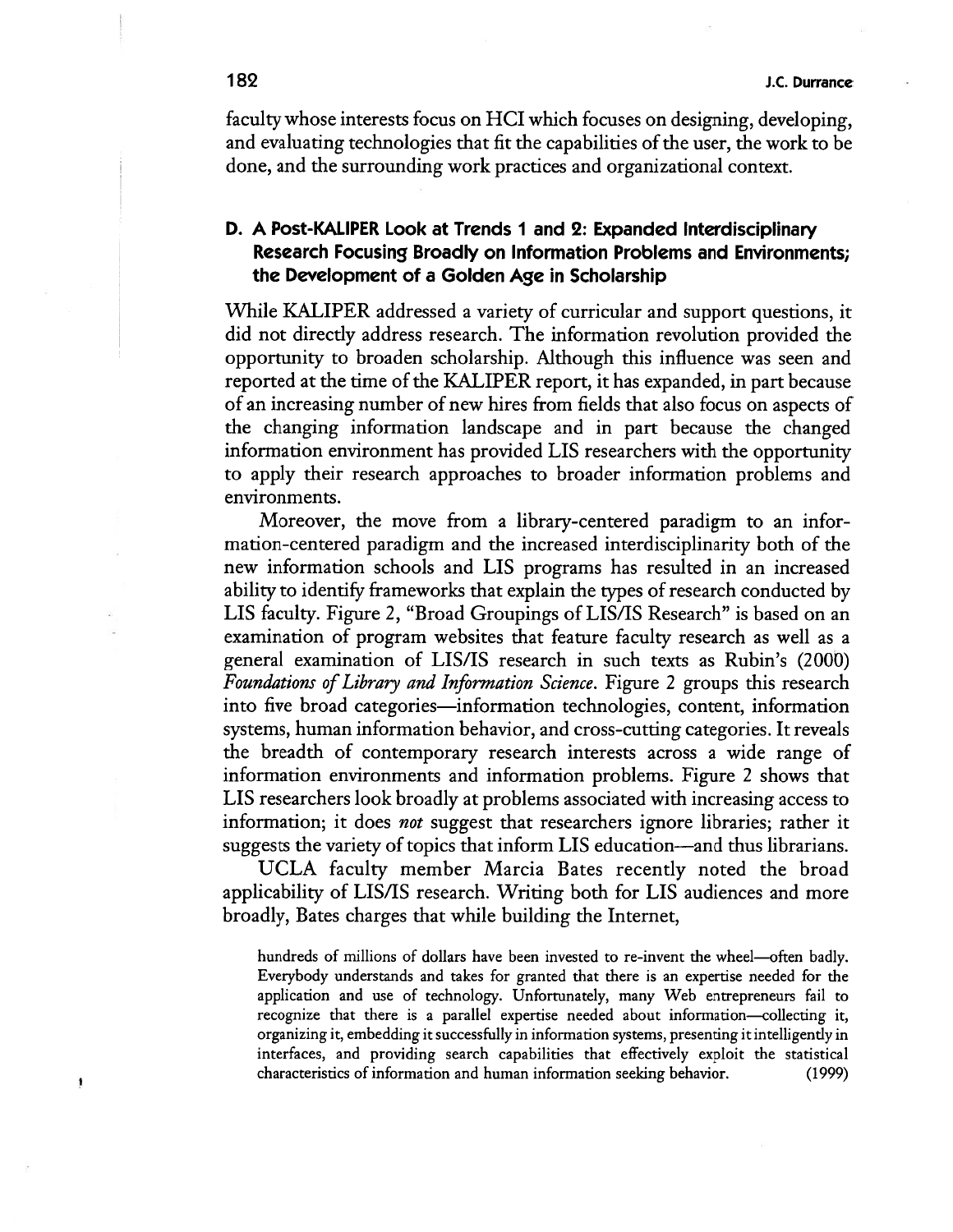faculty whose interests focus on HCI which focuses on designing, developing, and evaluating technologies that fit the capabilities of the user, the work to be done, and the surrounding work practices and organizational context.

## D. A Post-KALIPER Look at Trends 1 and 2: Expanded Interdisciplinary Research Focusing Broadly on Information Problems and Environments; the Development of a Golden Age in Scholarship

While KALIPER addressed a variety of curricular and support questions, it did not directly address research. The information revolution provided the opportunity to broaden scholarship. Although this influence was seen and reported at the time of the KALIPER report, it has expanded, in part because of an increasing number of new hires from fields that also focus on aspects of the changing information landscape and in part because the changed information environment has provided LIS researchers with the opportunity to apply their research approaches to broader information problems and environments.

Moreover, the move from a library-centered paradigm to an information-centered paradigm and the increased interdisciplinarity both of the new information schools and LIS programs has resulted in an increased ability to identify frameworks that explain the types of research conducted by LIS faculty. Figure 2, "Broad Groupings of LIS/IS Research" is based on an examination of program websites that feature faculty research as well as a general examination of LIS/IS research in such texts as Rubin's (2000) *Foundations of Library and Information Science*. Figure 2 groups this research into five broad categories—information technologies, content, information systems, human information behavior, and cross-cutting categories. It reveals the breadth of contemporary research interests across a wide range of information environments and information problems. Figure 2 shows that LIS researchers look broadly at problems associated with increasing access to information; it does *not* suggest that researchers ignore libraries; rather it suggests the variety of topics that inform LIS education—and thus librarians.

UCLA faculty member Marcia Bates recently noted the broad applicability of LIS/IS research. Writing both for LIS audiences and more broadly, Bates charges that while building the Internet,

> hundreds of millions of dollars have been invested to re-invent the wheel—often badly. Everybody understands and takes for granted that there is an expertise needed for the application and use of technology. Unfortunately, many Web entrepreneurs fail to recognize that there is a parallel expertise needed about information—collecting it, organizing it, embedding it successfully in information systems, presenting it intelligently in interfaces, and providing search capabilities that effectively exploit the statistical characteristics of information and human information seeking behavior. (1999)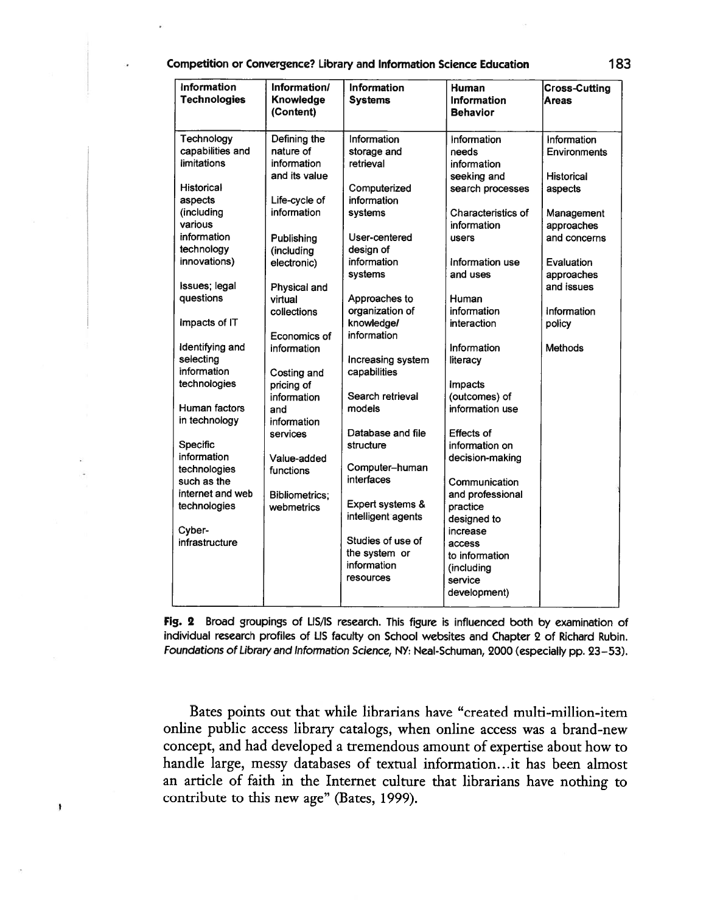| Information Technologies | Information/ Knowledge (Content) | Information Systems | Human Information Behavior | Cross-Cutting Areas |
|---|---|---|---|---|
| Technology capabilities and limitations | Defining the nature of information and its value | Information storage and retrieval | Information needs information seeking and search processes | Information Environments |
| Historical aspects (including various information technology innovations) | Life-cycle of information | Computerized information systems | Characteristics of information users | Historical aspects |
| Issues; legal questions | Publishing (including electronic) | User-centered design of information systems | Information use and uses | Management approaches and concerns |
| Impacts of IT | Physical and virtual collections | Approaches to organization of knowledge/ information | Human information interaction | Evaluation approaches and issues |
| Identifying and selecting information technologies | Economics of information | Increasing system capabilities | Information literacy | Information policy |
| Human factors in technology | Costing and pricing of information and information services | Search retrieval models | Impacts (outcomes) of information use | Methods |
| Specific information technologies such as the internet and web technologies | Value-added functions | Database and file structure | Effects of information on decision-making | |
| Cyber-infrastructure | Bibliometrics; webmetrics | Computer–human interfaces | Communication and professional practice designed to increase access to information (including service development) | |
| | | Expert systems & intelligent agents | | |
| | | Studies of use of the system or information resources | | |

**Fig. 2** Broad groupings of LIS/IS research. This figure is influenced both by examination of individual research profiles of LIS faculty on School websites and Chapter 2 of Richard Rubin. *Foundations of Library and Information Science*, NY: Neal-Schuman, 2000 (especially pp. 23–53).

Bates points out that while librarians have "created multi-million-item online public access library catalogs, when online access was a brand-new concept, and had developed a tremendous amount of expertise about how to handle large, messy databases of textual information…it has been almost an article of faith in the Internet culture that librarians have nothing to contribute to this new age" (Bates, 1999).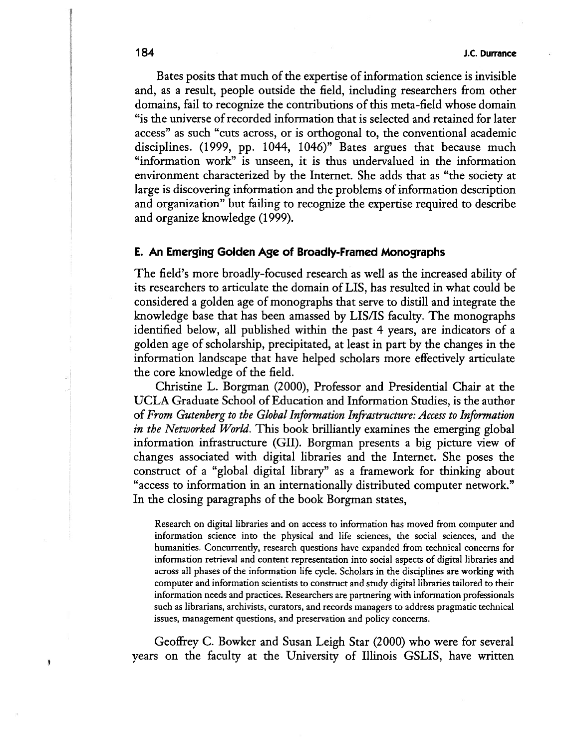Bates posits that much of the expertise of information science is invisible and, as a result, people outside the field, including researchers from other domains, fail to recognize the contributions of this meta-field whose domain "is the universe of recorded information that is selected and retained for later access" as such "cuts across, or is orthogonal to, the conventional academic disciplines. (1999, pp. 1044, 1046)" Bates argues that because much "information work" is unseen, it is thus undervalued in the information environment characterized by the Internet. She adds that as "the society at large is discovering information and the problems of information description and organization" but failing to recognize the expertise required to describe and organize knowledge (1999).

### E. An Emerging Golden Age of Broadly-Framed Monographs

The field's more broadly-focused research as well as the increased ability of its researchers to articulate the domain of LIS, has resulted in what could be considered a golden age of monographs that serve to distill and integrate the knowledge base that has been amassed by LIS/IS faculty. The monographs identified below, all published within the past 4 years, are indicators of a golden age of scholarship, precipitated, at least in part by the changes in the information landscape that have helped scholars more effectively articulate the core knowledge of the field.

Christine L. Borgman (2000), Professor and Presidential Chair at the UCLA Graduate School of Education and Information Studies, is the author of *From Gutenberg to the Global Information Infrastructure: Access to Information in the Networked World*. This book brilliantly examines the emerging global information infrastructure (GII). Borgman presents a big picture view of changes associated with digital libraries and the Internet. She poses the construct of a "global digital library" as a framework for thinking about "access to information in an internationally distributed computer network." In the closing paragraphs of the book Borgman states,

> Research on digital libraries and on access to information has moved from computer and information science into the physical and life sciences, the social sciences, and the humanities. Concurrently, research questions have expanded from technical concerns for information retrieval and content representation into social aspects of digital libraries and across all phases of the information life cycle. Scholars in the disciplines are working with computer and information scientists to construct and study digital libraries tailored to their information needs and practices. Researchers are partnering with information professionals such as librarians, archivists, curators, and records managers to address pragmatic technical issues, management questions, and preservation and policy concerns.

Geoffrey C. Bowker and Susan Leigh Star (2000) who were for several years on the faculty at the University of Illinois GSLIS, have written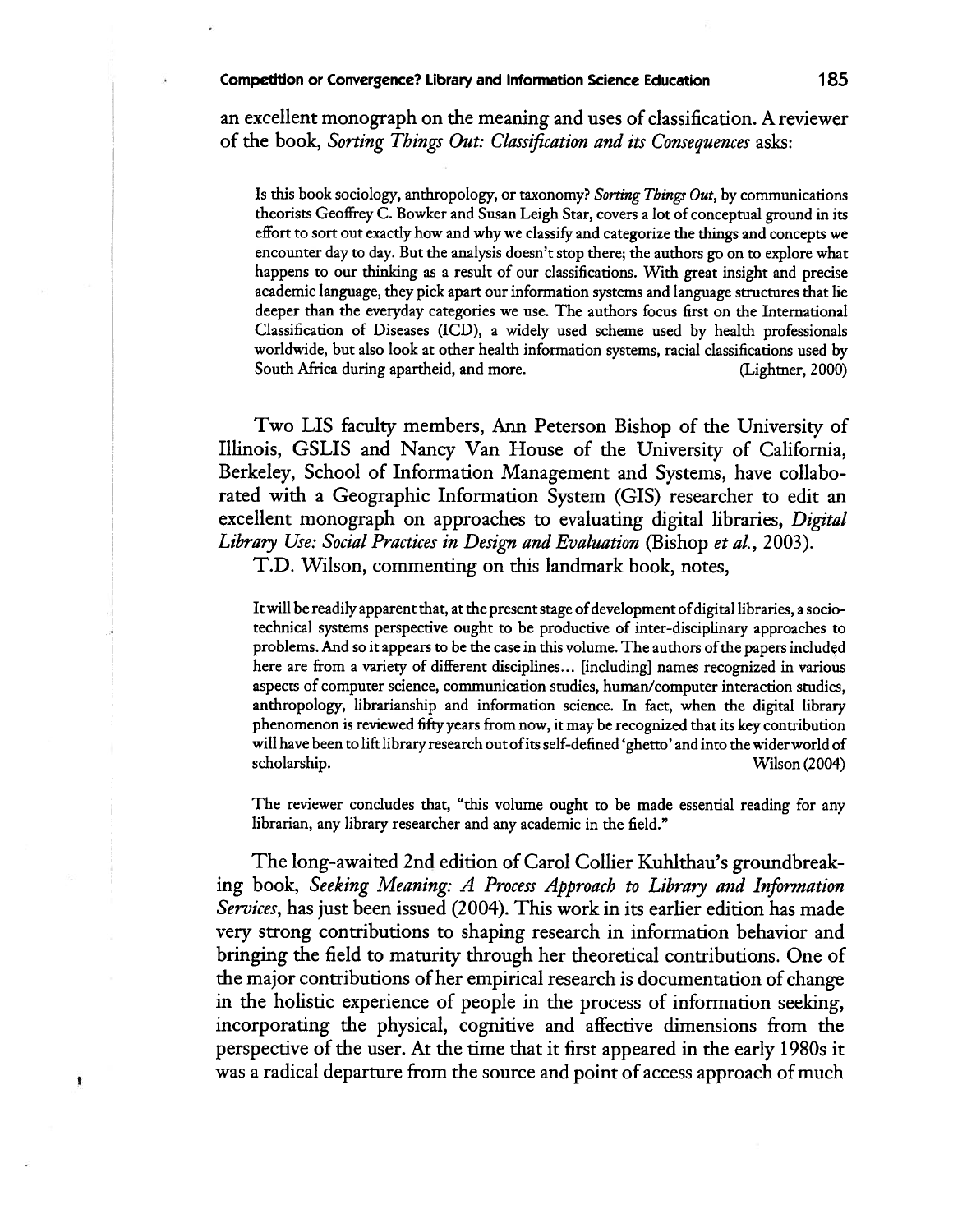an excellent monograph on the meaning and uses of classification. A reviewer of the book, *Sorting Things Out: Classification and its Consequences* asks:

> Is this book sociology, anthropology, or taxonomy? *Sorting Things Out*, by communications theorists Geoffrey C. Bowker and Susan Leigh Star, covers a lot of conceptual ground in its effort to sort out exactly how and why we classify and categorize the things and concepts we encounter day to day. But the analysis doesn't stop there; the authors go on to explore what happens to our thinking as a result of our classifications. With great insight and precise academic language, they pick apart our information systems and language structures that lie deeper than the everyday categories we use. The authors focus first on the International Classification of Diseases (ICD), a widely used scheme used by health professionals worldwide, but also look at other health information systems, racial classifications used by South Africa during apartheid, and more. (Lightner, 2000)

Two LIS faculty members, Ann Peterson Bishop of the University of Illinois, GSLIS and Nancy Van House of the University of California, Berkeley, School of Information Management and Systems, have collaborated with a Geographic Information System (GIS) researcher to edit an excellent monograph on approaches to evaluating digital libraries, *Digital Library Use: Social Practices in Design and Evaluation* (Bishop *et al.*, 2003).

T.D. Wilson, commenting on this landmark book, notes,

> It will be readily apparent that, at the present stage of development of digital libraries, a socio-technical systems perspective ought to be productive of inter-disciplinary approaches to problems. And so it appears to be the case in this volume. The authors of the papers included here are from a variety of different disciplines… [including] names recognized in various aspects of computer science, communication studies, human/computer interaction studies, anthropology, librarianship and information science. In fact, when the digital library phenomenon is reviewed fifty years from now, it may be recognized that its key contribution will have been to lift library research out of its self-defined 'ghetto' and into the wider world of scholarship. Wilson (2004)
>
> The reviewer concludes that, "this volume ought to be made essential reading for any librarian, any library researcher and any academic in the field."

The long-awaited 2nd edition of Carol Collier Kuhlthau's groundbreaking book, *Seeking Meaning: A Process Approach to Library and Information Services*, has just been issued (2004). This work in its earlier edition has made very strong contributions to shaping research in information behavior and bringing the field to maturity through her theoretical contributions. One of the major contributions of her empirical research is documentation of change in the holistic experience of people in the process of information seeking, incorporating the physical, cognitive and affective dimensions from the perspective of the user. At the time that it first appeared in the early 1980s it was a radical departure from the source and point of access approach of much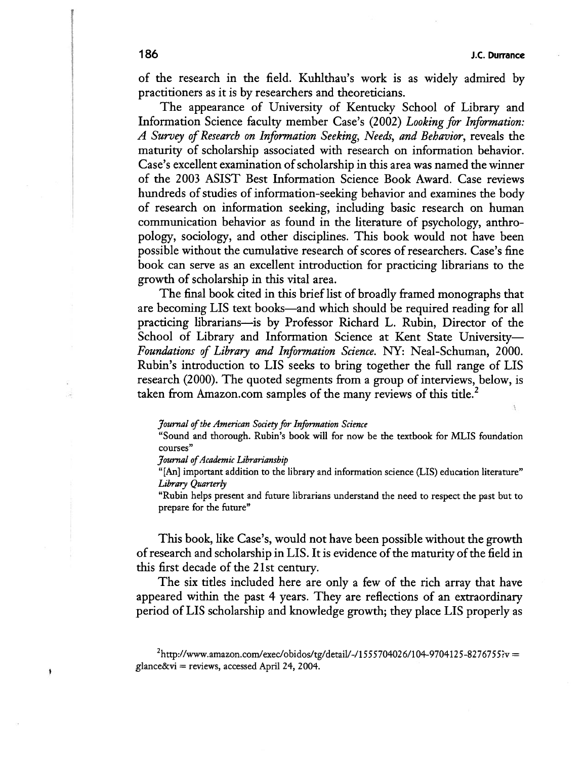of the research in the field. Kuhlthau's work is as widely admired by practitioners as it is by researchers and theoreticians.

The appearance of University of Kentucky School of Library and Information Science faculty member Case's (2002) *Looking for Information: A Survey of Research on Information Seeking, Needs, and Behavior*, reveals the maturity of scholarship associated with research on information behavior. Case's excellent examination of scholarship in this area was named the winner of the 2003 ASIST Best Information Science Book Award. Case reviews hundreds of studies of information-seeking behavior and examines the body of research on information seeking, including basic research on human communication behavior as found in the literature of psychology, anthropology, sociology, and other disciplines. This book would not have been possible without the cumulative research of scores of researchers. Case's fine book can serve as an excellent introduction for practicing librarians to the growth of scholarship in this vital area.

The final book cited in this brief list of broadly framed monographs that are becoming LIS text books—and which should be required reading for all practicing librarians—is by Professor Richard L. Rubin, Director of the School of Library and Information Science at Kent State University—*Foundations of Library and Information Science*. NY: Neal-Schuman, 2000. Rubin's introduction to LIS seeks to bring together the full range of LIS research (2000). The quoted segments from a group of interviews, below, is taken from Amazon.com samples of the many reviews of this title.[2]

> *Journal of the American Society for Information Science*
> "Sound and thorough. Rubin's book will for now be the textbook for MLIS foundation courses"
> *Journal of Academic Librarianship*
> "[An] important addition to the library and information science (LIS) education literature"
> *Library Quarterly*
> "Rubin helps present and future librarians understand the need to respect the past but to prepare for the future"

This book, like Case's, would not have been possible without the growth of research and scholarship in LIS. It is evidence of the maturity of the field in this first decade of the 21st century.

The six titles included here are only a few of the rich array that have appeared within the past 4 years. They are reflections of an extraordinary period of LIS scholarship and knowledge growth; they place LIS properly as

[2] http://www.amazon.com/exec/obidos/tg/detail/-/1555704026/104-9704125-8276755?v = glance&vi = reviews, accessed April 24, 2004.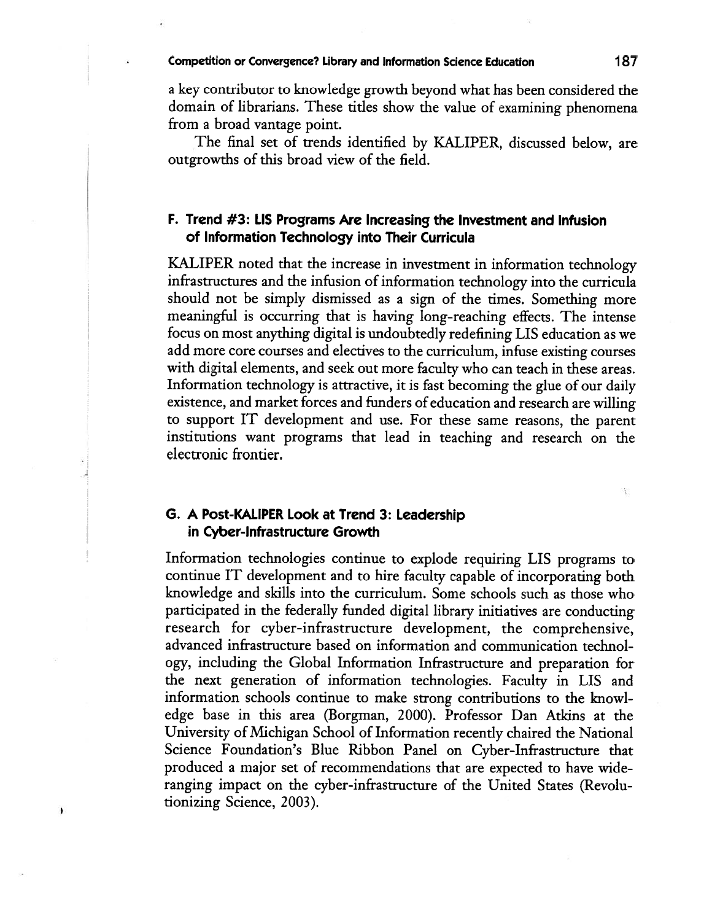a key contributor to knowledge growth beyond what has been considered the domain of librarians. These titles show the value of examining phenomena from a broad vantage point.

The final set of trends identified by KALIPER, discussed below, are outgrowths of this broad view of the field.

## F. Trend #3: LIS Programs Are Increasing the Investment and Infusion of Information Technology into Their Curricula

KALIPER noted that the increase in investment in information technology infrastructures and the infusion of information technology into the curricula should not be simply dismissed as a sign of the times. Something more meaningful is occurring that is having long-reaching effects. The intense focus on most anything digital is undoubtedly redefining LIS education as we add more core courses and electives to the curriculum, infuse existing courses with digital elements, and seek out more faculty who can teach in these areas. Information technology is attractive, it is fast becoming the glue of our daily existence, and market forces and funders of education and research are willing to support IT development and use. For these same reasons, the parent institutions want programs that lead in teaching and research on the electronic frontier.

## G. A Post-KALIPER Look at Trend 3: Leadership in Cyber-Infrastructure Growth

Information technologies continue to explode requiring LIS programs to continue IT development and to hire faculty capable of incorporating both knowledge and skills into the curriculum. Some schools such as those who participated in the federally funded digital library initiatives are conducting research for cyber-infrastructure development, the comprehensive, advanced infrastructure based on information and communication technology, including the Global Information Infrastructure and preparation for the next generation of information technologies. Faculty in LIS and information schools continue to make strong contributions to the knowledge base in this area (Borgman, 2000). Professor Dan Atkins at the University of Michigan School of Information recently chaired the National Science Foundation's Blue Ribbon Panel on Cyber-Infrastructure that produced a major set of recommendations that are expected to have wide-ranging impact on the cyber-infrastructure of the United States (Revolutionizing Science, 2003).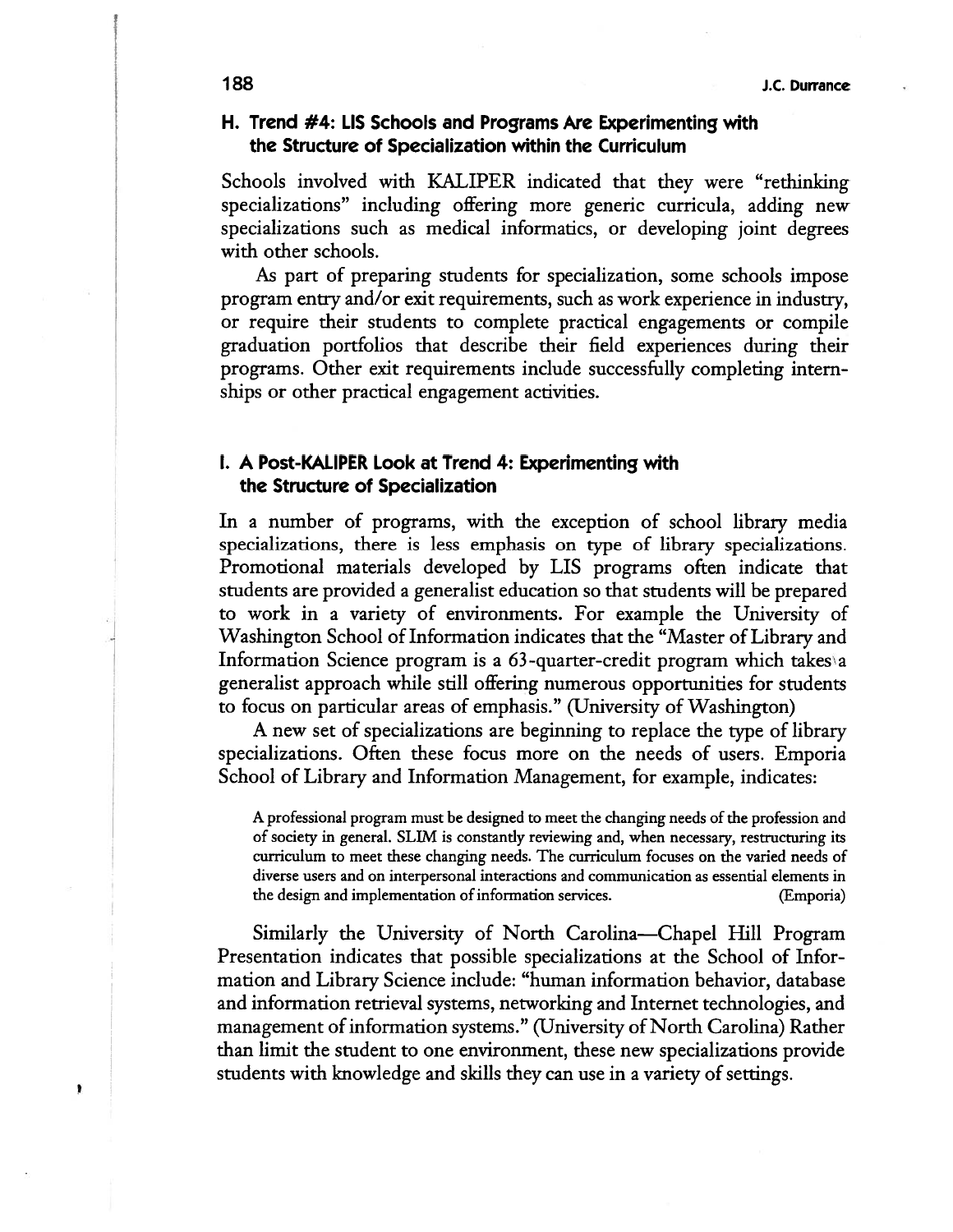## H. Trend #4: LIS Schools and Programs Are Experimenting with the Structure of Specialization within the Curriculum

Schools involved with KALIPER indicated that they were "rethinking specializations" including offering more generic curricula, adding new specializations such as medical informatics, or developing joint degrees with other schools.

As part of preparing students for specialization, some schools impose program entry and/or exit requirements, such as work experience in industry, or require their students to complete practical engagements or compile graduation portfolios that describe their field experiences during their programs. Other exit requirements include successfully completing internships or other practical engagement activities.

## I. A Post-KALIPER Look at Trend 4: Experimenting with the Structure of Specialization

In a number of programs, with the exception of school library media specializations, there is less emphasis on type of library specializations. Promotional materials developed by LIS programs often indicate that students are provided a generalist education so that students will be prepared to work in a variety of environments. For example the University of Washington School of Information indicates that the "Master of Library and Information Science program is a 63-quarter-credit program which takes a generalist approach while still offering numerous opportunities for students to focus on particular areas of emphasis." (University of Washington)

A new set of specializations are beginning to replace the type of library specializations. Often these focus more on the needs of users. Emporia School of Library and Information Management, for example, indicates:

> A professional program must be designed to meet the changing needs of the profession and of society in general. SLIM is constantly reviewing and, when necessary, restructuring its curriculum to meet these changing needs. The curriculum focuses on the varied needs of diverse users and on interpersonal interactions and communication as essential elements in the design and implementation of information services. (Emporia)

Similarly the University of North Carolina—Chapel Hill Program Presentation indicates that possible specializations at the School of Information and Library Science include: "human information behavior, database and information retrieval systems, networking and Internet technologies, and management of information systems." (University of North Carolina) Rather than limit the student to one environment, these new specializations provide students with knowledge and skills they can use in a variety of settings.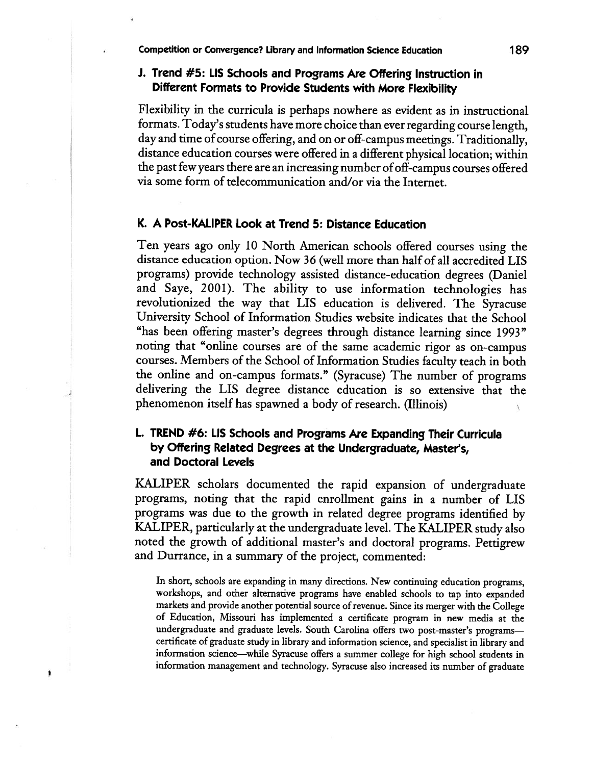## J. Trend #5: LIS Schools and Programs Are Offering Instruction in Different Formats to Provide Students with More Flexibility

Flexibility in the curricula is perhaps nowhere as evident as in instructional formats. Today's students have more choice than ever regarding course length, day and time of course offering, and on or off-campus meetings. Traditionally, distance education courses were offered in a different physical location; within the past few years there are an increasing number of off-campus courses offered via some form of telecommunication and/or via the Internet.

## K. A Post-KALIPER Look at Trend 5: Distance Education

Ten years ago only 10 North American schools offered courses using the distance education option. Now 36 (well more than half of all accredited LIS programs) provide technology assisted distance-education degrees (Daniel and Saye, 2001). The ability to use information technologies has revolutionized the way that LIS education is delivered. The Syracuse University School of Information Studies website indicates that the School "has been offering master's degrees through distance learning since 1993" noting that "online courses are of the same academic rigor as on-campus courses. Members of the School of Information Studies faculty teach in both the online and on-campus formats." (Syracuse) The number of programs delivering the LIS degree distance education is so extensive that the phenomenon itself has spawned a body of research. (Illinois)

## L. TREND #6: LIS Schools and Programs Are Expanding Their Curricula by Offering Related Degrees at the Undergraduate, Master's, and Doctoral Levels

KALIPER scholars documented the rapid expansion of undergraduate programs, noting that the rapid enrollment gains in a number of LIS programs was due to the growth in related degree programs identified by KALIPER, particularly at the undergraduate level. The KALIPER study also noted the growth of additional master's and doctoral programs. Pettigrew and Durrance, in a summary of the project, commented:

> In short, schools are expanding in many directions. New continuing education programs, workshops, and other alternative programs have enabled schools to tap into expanded markets and provide another potential source of revenue. Since its merger with the College of Education, Missouri has implemented a certificate program in new media at the undergraduate and graduate levels. South Carolina offers two post-master's programs—certificate of graduate study in library and information science, and specialist in library and information science—while Syracuse offers a summer college for high school students in information management and technology. Syracuse also increased its number of graduate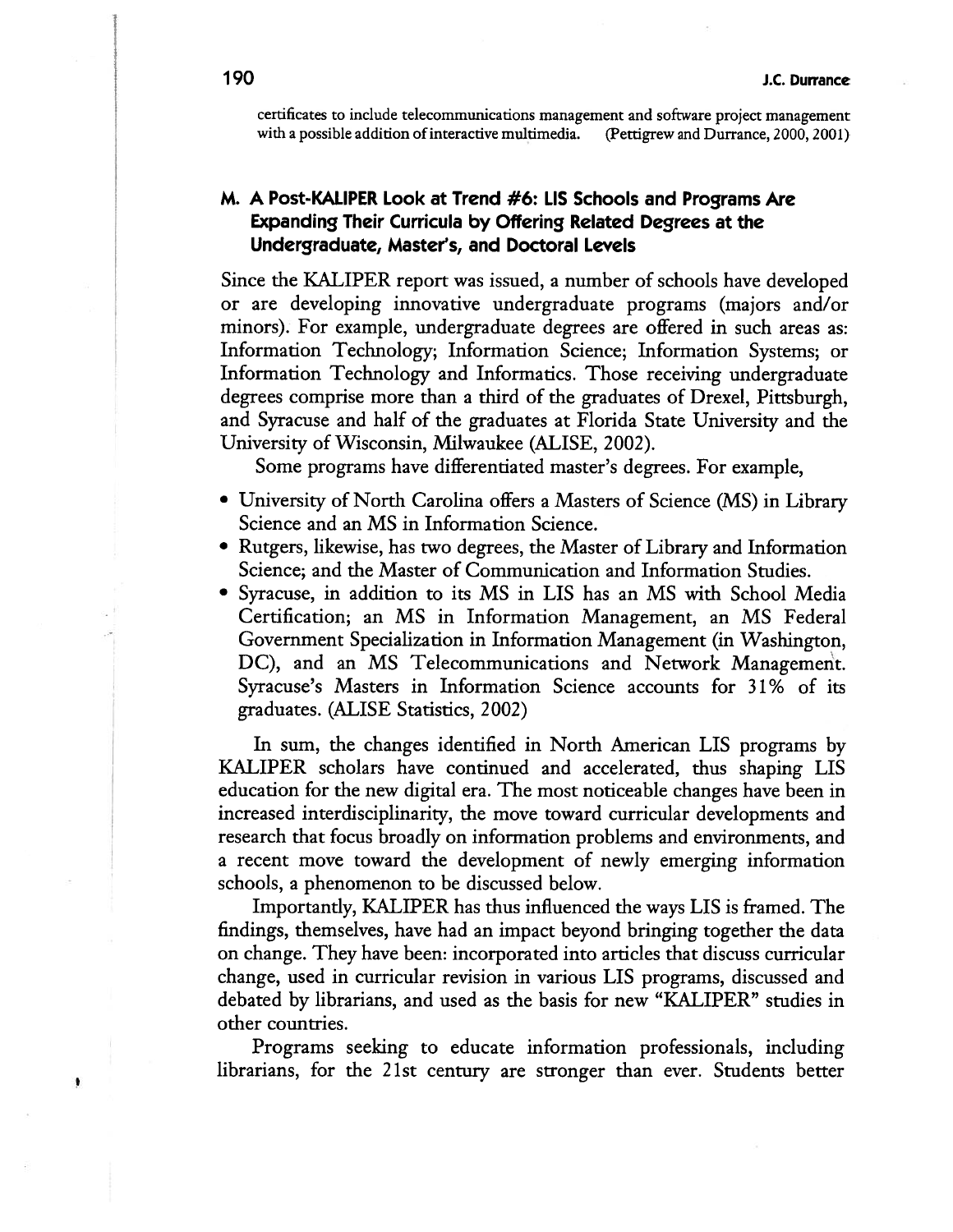certificates to include telecommunications management and software project management with a possible addition of interactive multimedia. (Pettigrew and Durrance, 2000, 2001)

## M. A Post-KALIPER Look at Trend #6: LIS Schools and Programs Are Expanding Their Curricula by Offering Related Degrees at the Undergraduate, Master's, and Doctoral Levels

Since the KALIPER report was issued, a number of schools have developed or are developing innovative undergraduate programs (majors and/or minors). For example, undergraduate degrees are offered in such areas as: Information Technology; Information Science; Information Systems; or Information Technology and Informatics. Those receiving undergraduate degrees comprise more than a third of the graduates of Drexel, Pittsburgh, and Syracuse and half of the graduates at Florida State University and the University of Wisconsin, Milwaukee (ALISE, 2002).

Some programs have differentiated master's degrees. For example,

- University of North Carolina offers a Masters of Science (MS) in Library Science and an MS in Information Science.
- Rutgers, likewise, has two degrees, the Master of Library and Information Science; and the Master of Communication and Information Studies.
- Syracuse, in addition to its MS in LIS has an MS with School Media Certification; an MS in Information Management, an MS Federal Government Specialization in Information Management (in Washington, DC), and an MS Telecommunications and Network Management. Syracuse's Masters in Information Science accounts for 31% of its graduates. (ALISE Statistics, 2002)

In sum, the changes identified in North American LIS programs by KALIPER scholars have continued and accelerated, thus shaping LIS education for the new digital era. The most noticeable changes have been in increased interdisciplinarity, the move toward curricular developments and research that focus broadly on information problems and environments, and a recent move toward the development of newly emerging information schools, a phenomenon to be discussed below.

Importantly, KALIPER has thus influenced the ways LIS is framed. The findings, themselves, have had an impact beyond bringing together the data on change. They have been: incorporated into articles that discuss curricular change, used in curricular revision in various LIS programs, discussed and debated by librarians, and used as the basis for new "KALIPER" studies in other countries.

Programs seeking to educate information professionals, including librarians, for the 21st century are stronger than ever. Students better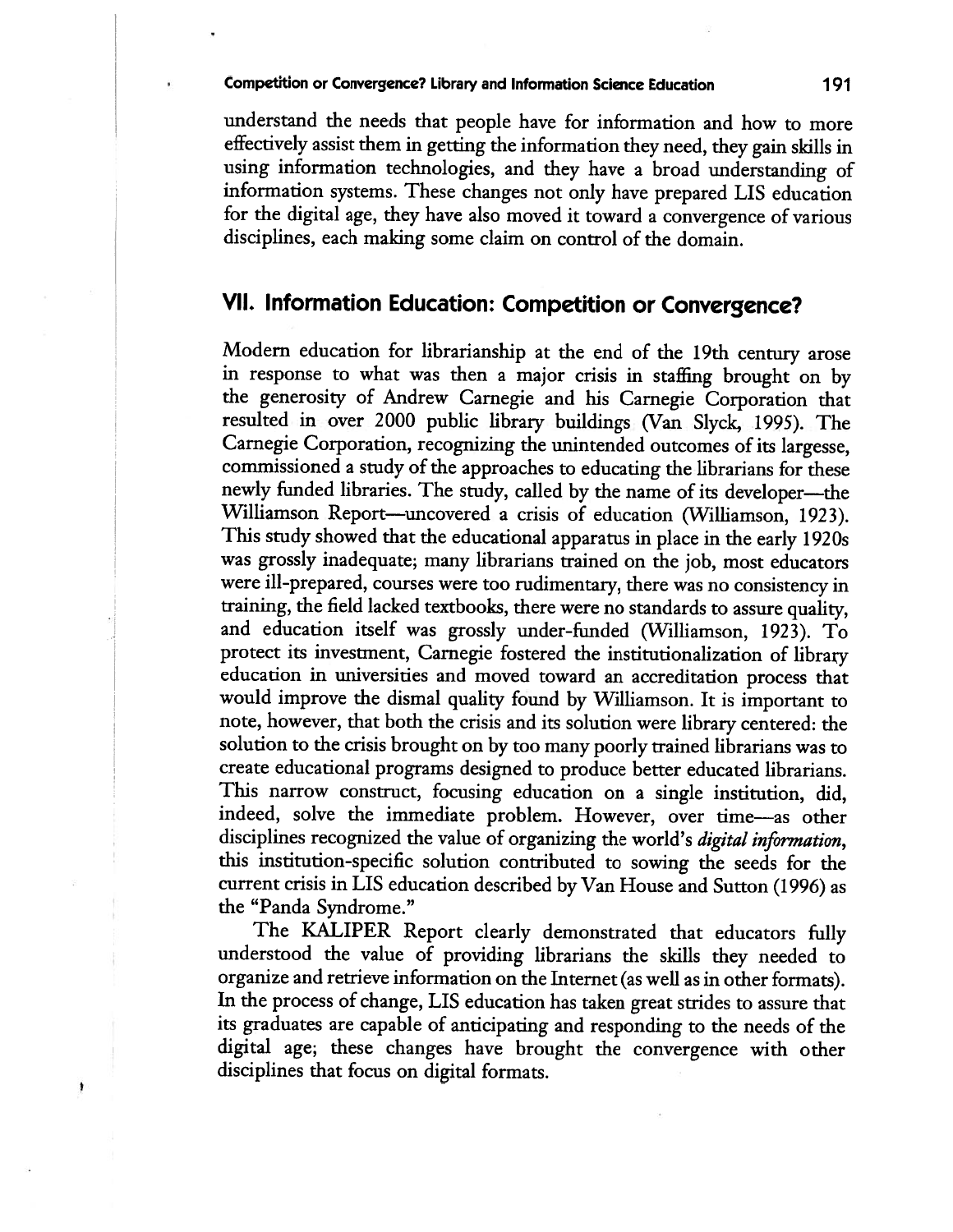understand the needs that people have for information and how to more effectively assist them in getting the information they need, they gain skills in using information technologies, and they have a broad understanding of information systems. These changes not only have prepared LIS education for the digital age, they have also moved it toward a convergence of various disciplines, each making some claim on control of the domain.

## VII. Information Education: Competition or Convergence?

Modern education for librarianship at the end of the 19th century arose in response to what was then a major crisis in staffing brought on by the generosity of Andrew Carnegie and his Carnegie Corporation that resulted in over 2000 public library buildings (Van Slyck, 1995). The Carnegie Corporation, recognizing the unintended outcomes of its largesse, commissioned a study of the approaches to educating the librarians for these newly funded libraries. The study, called by the name of its developer—the Williamson Report—uncovered a crisis of education (Williamson, 1923). This study showed that the educational apparatus in place in the early 1920s was grossly inadequate; many librarians trained on the job, most educators were ill-prepared, courses were too rudimentary, there was no consistency in training, the field lacked textbooks, there were no standards to assure quality, and education itself was grossly under-funded (Williamson, 1923). To protect its investment, Carnegie fostered the institutionalization of library education in universities and moved toward an accreditation process that would improve the dismal quality found by Williamson. It is important to note, however, that both the crisis and its solution were library centered: the solution to the crisis brought on by too many poorly trained librarians was to create educational programs designed to produce better educated librarians. This narrow construct, focusing education on a single institution, did, indeed, solve the immediate problem. However, over time—as other disciplines recognized the value of organizing the world's *digital information*, this institution-specific solution contributed to sowing the seeds for the current crisis in LIS education described by Van House and Sutton (1996) as the "Panda Syndrome."

The KALIPER Report clearly demonstrated that educators fully understood the value of providing librarians the skills they needed to organize and retrieve information on the Internet (as well as in other formats). In the process of change, LIS education has taken great strides to assure that its graduates are capable of anticipating and responding to the needs of the digital age; these changes have brought the convergence with other disciplines that focus on digital formats.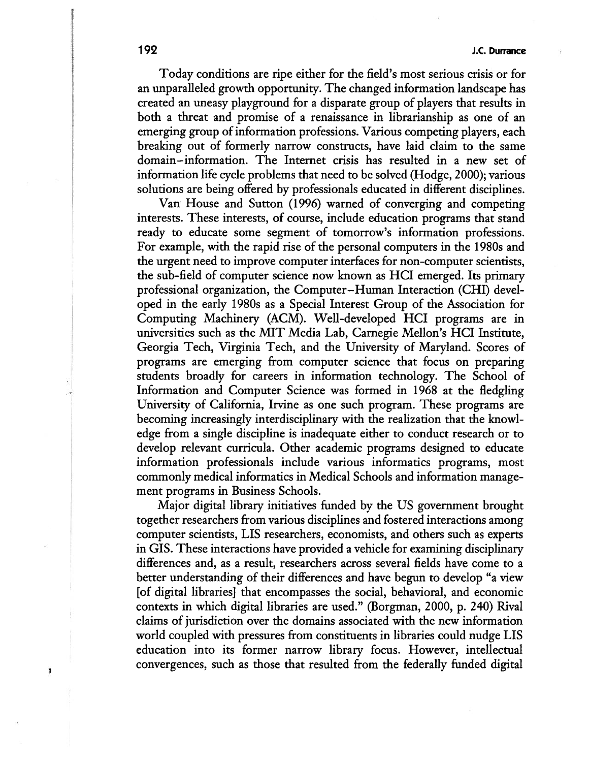Today conditions are ripe either for the field's most serious crisis or for an unparalleled growth opportunity. The changed information landscape has created an uneasy playground for a disparate group of players that results in both a threat and promise of a renaissance in librarianship as one of an emerging group of information professions. Various competing players, each breaking out of formerly narrow constructs, have laid claim to the same domain–information. The Internet crisis has resulted in a new set of information life cycle problems that need to be solved (Hodge, 2000); various solutions are being offered by professionals educated in different disciplines.

Van House and Sutton (1996) warned of converging and competing interests. These interests, of course, include education programs that stand ready to educate some segment of tomorrow's information professions. For example, with the rapid rise of the personal computers in the 1980s and the urgent need to improve computer interfaces for non-computer scientists, the sub-field of computer science now known as HCI emerged. Its primary professional organization, the Computer–Human Interaction (CHI) developed in the early 1980s as a Special Interest Group of the Association for Computing Machinery (ACM). Well-developed HCI programs are in universities such as the MIT Media Lab, Carnegie Mellon's HCI Institute, Georgia Tech, Virginia Tech, and the University of Maryland. Scores of programs are emerging from computer science that focus on preparing students broadly for careers in information technology. The School of Information and Computer Science was formed in 1968 at the fledgling University of California, Irvine as one such program. These programs are becoming increasingly interdisciplinary with the realization that the knowledge from a single discipline is inadequate either to conduct research or to develop relevant curricula. Other academic programs designed to educate information professionals include various informatics programs, most commonly medical informatics in Medical Schools and information management programs in Business Schools.

Major digital library initiatives funded by the US government brought together researchers from various disciplines and fostered interactions among computer scientists, LIS researchers, economists, and others such as experts in GIS. These interactions have provided a vehicle for examining disciplinary differences and, as a result, researchers across several fields have come to a better understanding of their differences and have begun to develop "a view [of digital libraries] that encompasses the social, behavioral, and economic contexts in which digital libraries are used." (Borgman, 2000, p. 240) Rival claims of jurisdiction over the domains associated with the new information world coupled with pressures from constituents in libraries could nudge LIS education into its former narrow library focus. However, intellectual convergences, such as those that resulted from the federally funded digital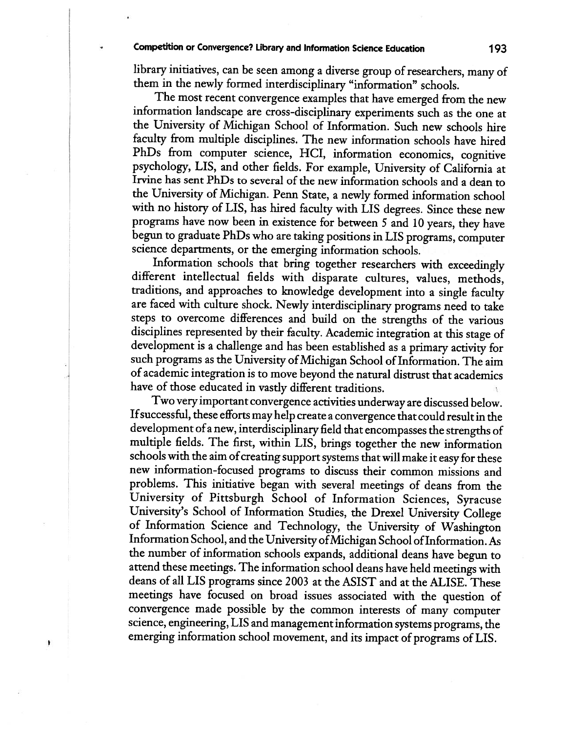library initiatives, can be seen among a diverse group of researchers, many of them in the newly formed interdisciplinary "information" schools.

The most recent convergence examples that have emerged from the new information landscape are cross-disciplinary experiments such as the one at the University of Michigan School of Information. Such new schools hire faculty from multiple disciplines. The new information schools have hired PhDs from computer science, HCI, information economics, cognitive psychology, LIS, and other fields. For example, University of California at Irvine has sent PhDs to several of the new information schools and a dean to the University of Michigan. Penn State, a newly formed information school with no history of LIS, has hired faculty with LIS degrees. Since these new programs have now been in existence for between 5 and 10 years, they have begun to graduate PhDs who are taking positions in LIS programs, computer science departments, or the emerging information schools.

Information schools that bring together researchers with exceedingly different intellectual fields with disparate cultures, values, methods, traditions, and approaches to knowledge development into a single faculty are faced with culture shock. Newly interdisciplinary programs need to take steps to overcome differences and build on the strengths of the various disciplines represented by their faculty. Academic integration at this stage of development is a challenge and has been established as a primary activity for such programs as the University of Michigan School of Information. The aim of academic integration is to move beyond the natural distrust that academics have of those educated in vastly different traditions.

Two very important convergence activities underway are discussed below. If successful, these efforts may help create a convergence that could result in the development of a new, interdisciplinary field that encompasses the strengths of multiple fields. The first, within LIS, brings together the new information schools with the aim of creating support systems that will make it easy for these new information-focused programs to discuss their common missions and problems. This initiative began with several meetings of deans from the University of Pittsburgh School of Information Sciences, Syracuse University's School of Information Studies, the Drexel University College of Information Science and Technology, the University of Washington Information School, and the University of Michigan School of Information. As the number of information schools expands, additional deans have begun to attend these meetings. The information school deans have held meetings with deans of all LIS programs since 2003 at the ASIST and at the ALISE. These meetings have focused on broad issues associated with the question of convergence made possible by the common interests of many computer science, engineering, LIS and management information systems programs, the emerging information school movement, and its impact of programs of LIS.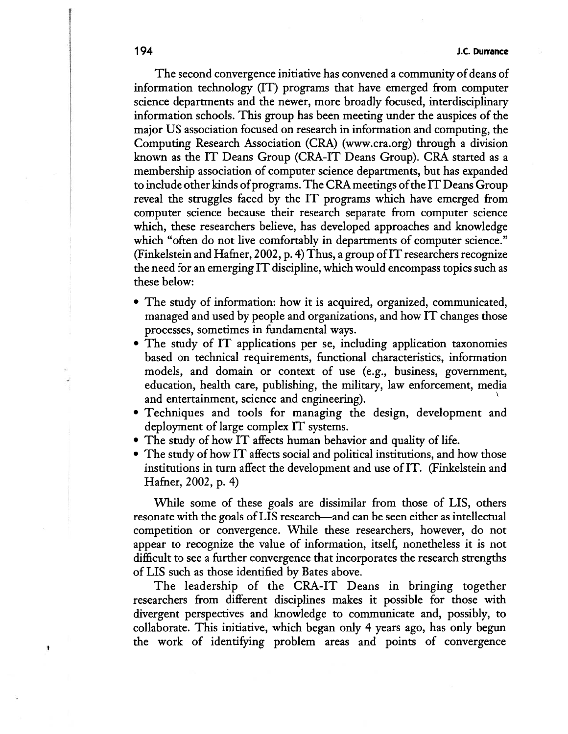The second convergence initiative has convened a community of deans of information technology (IT) programs that have emerged from computer science departments and the newer, more broadly focused, interdisciplinary information schools. This group has been meeting under the auspices of the major US association focused on research in information and computing, the Computing Research Association (CRA) (www.cra.org) through a division known as the IT Deans Group (CRA-IT Deans Group). CRA started as a membership association of computer science departments, but has expanded to include other kinds of programs. The CRA meetings of the IT Deans Group reveal the struggles faced by the IT programs which have emerged from computer science because their research separate from computer science which, these researchers believe, has developed approaches and knowledge which "often do not live comfortably in departments of computer science." (Finkelstein and Hafner, 2002, p. 4) Thus, a group of IT researchers recognize the need for an emerging IT discipline, which would encompass topics such as these below:

- The study of information: how it is acquired, organized, communicated, managed and used by people and organizations, and how IT changes those processes, sometimes in fundamental ways.
- The study of IT applications per se, including application taxonomies based on technical requirements, functional characteristics, information models, and domain or context of use (e.g., business, government, education, health care, publishing, the military, law enforcement, media and entertainment, science and engineering).
- Techniques and tools for managing the design, development and deployment of large complex IT systems.
- The study of how IT affects human behavior and quality of life.
- The study of how IT affects social and political institutions, and how those institutions in turn affect the development and use of IT. (Finkelstein and Hafner, 2002, p. 4)

While some of these goals are dissimilar from those of LIS, others resonate with the goals of LIS research—and can be seen either as intellectual competition or convergence. While these researchers, however, do not appear to recognize the value of information, itself, nonetheless it is not difficult to see a further convergence that incorporates the research strengths of LIS such as those identified by Bates above.

The leadership of the CRA-IT Deans in bringing together researchers from different disciplines makes it possible for those with divergent perspectives and knowledge to communicate and, possibly, to collaborate. This initiative, which began only 4 years ago, has only begun the work of identifying problem areas and points of convergence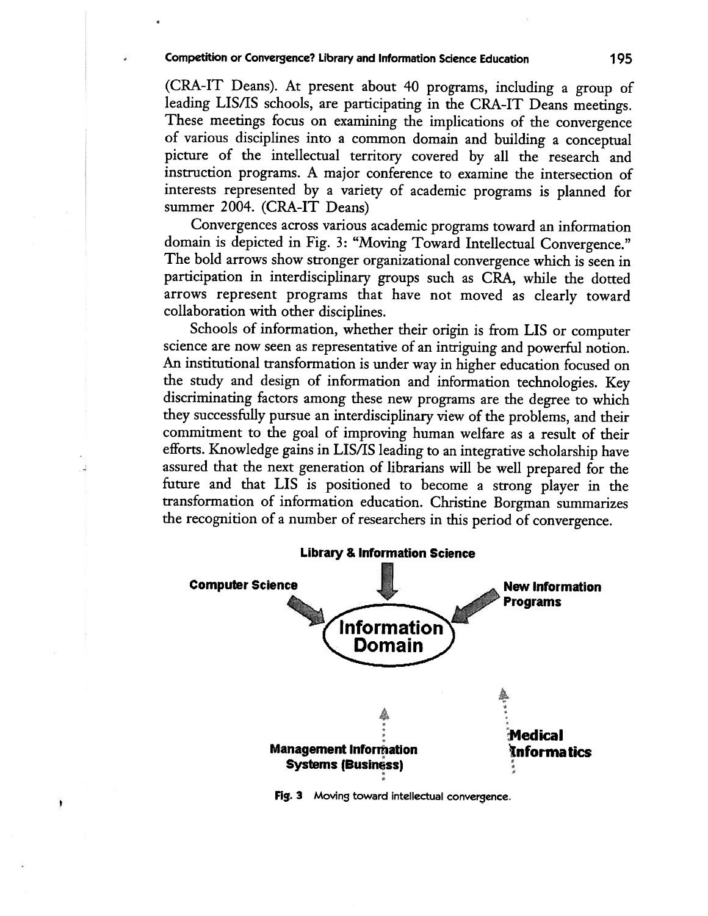(CRA-IT Deans). At present about 40 programs, including a group of leading LIS/IS schools, are participating in the CRA-IT Deans meetings. These meetings focus on examining the implications of the convergence of various disciplines into a common domain and building a conceptual picture of the intellectual territory covered by all the research and instruction programs. A major conference to examine the intersection of interests represented by a variety of academic programs is planned for summer 2004. (CRA-IT Deans)

Convergences across various academic programs toward an information domain is depicted in Fig. 3: "Moving Toward Intellectual Convergence." The bold arrows show stronger organizational convergence which is seen in participation in interdisciplinary groups such as CRA, while the dotted arrows represent programs that have not moved as clearly toward collaboration with other disciplines.

Schools of information, whether their origin is from LIS or computer science are now seen as representative of an intriguing and powerful notion. An institutional transformation is under way in higher education focused on the study and design of information and information technologies. Key discriminating factors among these new programs are the degree to which they successfully pursue an interdisciplinary view of the problems, and their commitment to the goal of improving human welfare as a result of their efforts. Knowledge gains in LIS/IS leading to an integrative scholarship have assured that the next generation of librarians will be well prepared for the future and that LIS is positioned to become a strong player in the transformation of information education. Christine Borgman summarizes the recognition of a number of researchers in this period of convergence.

Library & Information Science

Computer Science

New Information Programs

Information Domain

Management Information Systems (Business)

Medical Informatics

**Fig. 3** Moving toward intellectual convergence.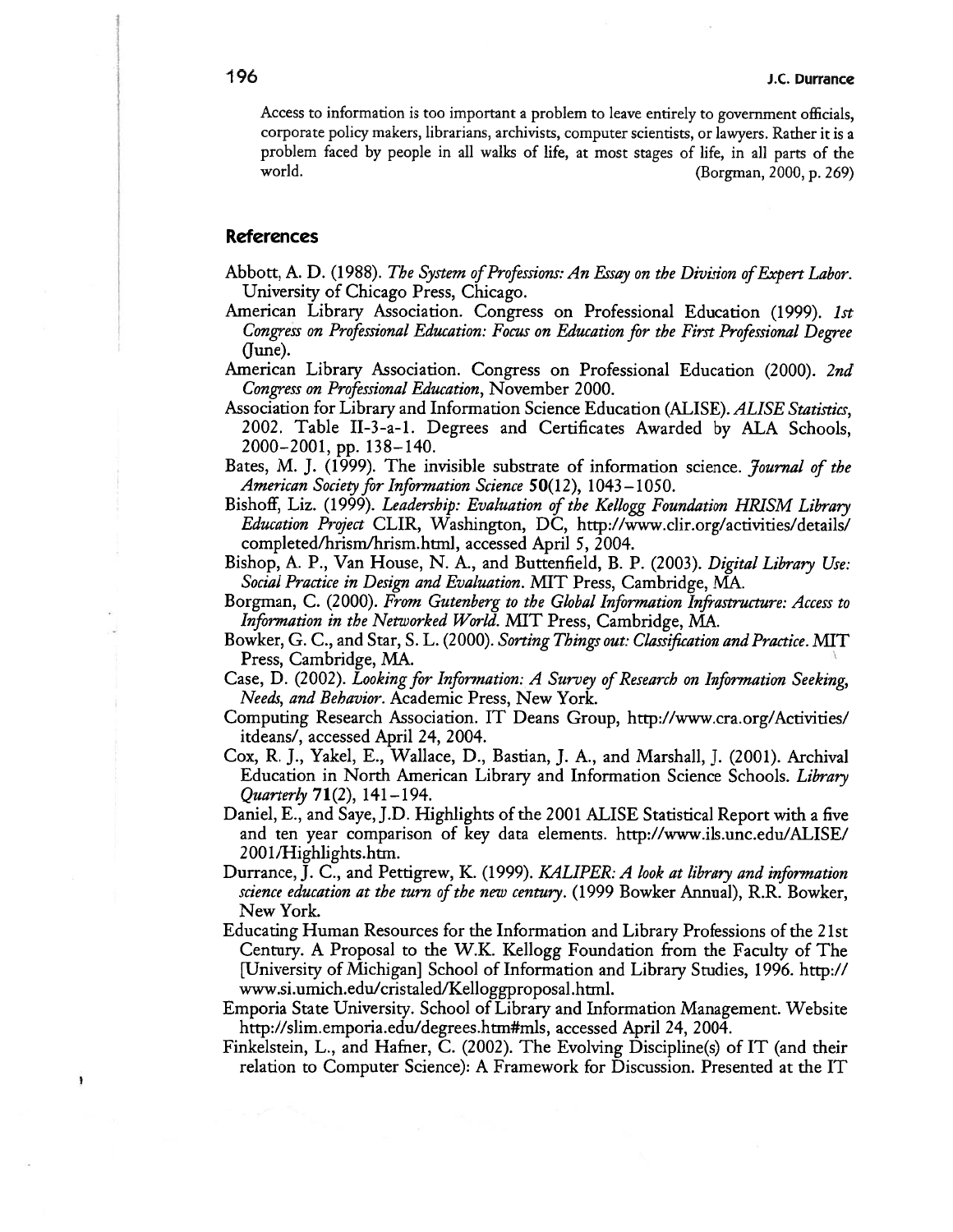> Access to information is too important a problem to leave entirely to government officials, corporate policy makers, librarians, archivists, computer scientists, or lawyers. Rather it is a problem faced by people in all walks of life, at most stages of life, in all parts of the world. (Borgman, 2000, p. 269)

## References

Abbott, A. D. (1988). *The System of Professions: An Essay on the Division of Expert Labor.* University of Chicago Press, Chicago.

American Library Association. Congress on Professional Education (1999). *1st Congress on Professional Education: Focus on Education for the First Professional Degree* (June).

American Library Association. Congress on Professional Education (2000). *2nd Congress on Professional Education*, November 2000.

Association for Library and Information Science Education (ALISE). *ALISE Statistics*, 2002. Table II-3-a-1. Degrees and Certificates Awarded by ALA Schools, 2000–2001, pp. 138–140.

Bates, M. J. (1999). The invisible substrate of information science. *Journal of the American Society for Information Science* **50**(12), 1043–1050.

Bishoff, Liz. (1999). *Leadership: Evaluation of the Kellogg Foundation HRISM Library Education Project* CLIR, Washington, DC, http://www.clir.org/activities/details/completed/hrism/hrism.html, accessed April 5, 2004.

Bishop, A. P., Van House, N. A., and Buttenfield, B. P. (2003). *Digital Library Use: Social Practice in Design and Evaluation.* MIT Press, Cambridge, MA.

Borgman, C. (2000). *From Gutenberg to the Global Information Infrastructure: Access to Information in the Networked World.* MIT Press, Cambridge, MA.

Bowker, G. C., and Star, S. L. (2000). *Sorting Things out: Classification and Practice.* MIT Press, Cambridge, MA.

Case, D. (2002). *Looking for Information: A Survey of Research on Information Seeking, Needs, and Behavior.* Academic Press, New York.

Computing Research Association. IT Deans Group, http://www.cra.org/Activities/itdeans/, accessed April 24, 2004.

Cox, R. J., Yakel, E., Wallace, D., Bastian, J. A., and Marshall, J. (2001). Archival Education in North American Library and Information Science Schools. *Library Quarterly* **71**(2), 141–194.

Daniel, E., and Saye, J.D. Highlights of the 2001 ALISE Statistical Report with a five and ten year comparison of key data elements. http://www.ils.unc.edu/ALISE/2001/Highlights.htm.

Durrance, J. C., and Pettigrew, K. (1999). *KALIPER: A look at library and information science education at the turn of the new century.* (1999 Bowker Annual), R.R. Bowker, New York.

Educating Human Resources for the Information and Library Professions of the 21st Century. A Proposal to the W.K. Kellogg Foundation from the Faculty of The [University of Michigan] School of Information and Library Studies, 1996. http://www.si.umich.edu/cristaled/Kelloggproposal.html.

Emporia State University. School of Library and Information Management. Website http://slim.emporia.edu/degrees.htm#mls, accessed April 24, 2004.

Finkelstein, L., and Hafner, C. (2002). The Evolving Discipline(s) of IT (and their relation to Computer Science): A Framework for Discussion. Presented at the IT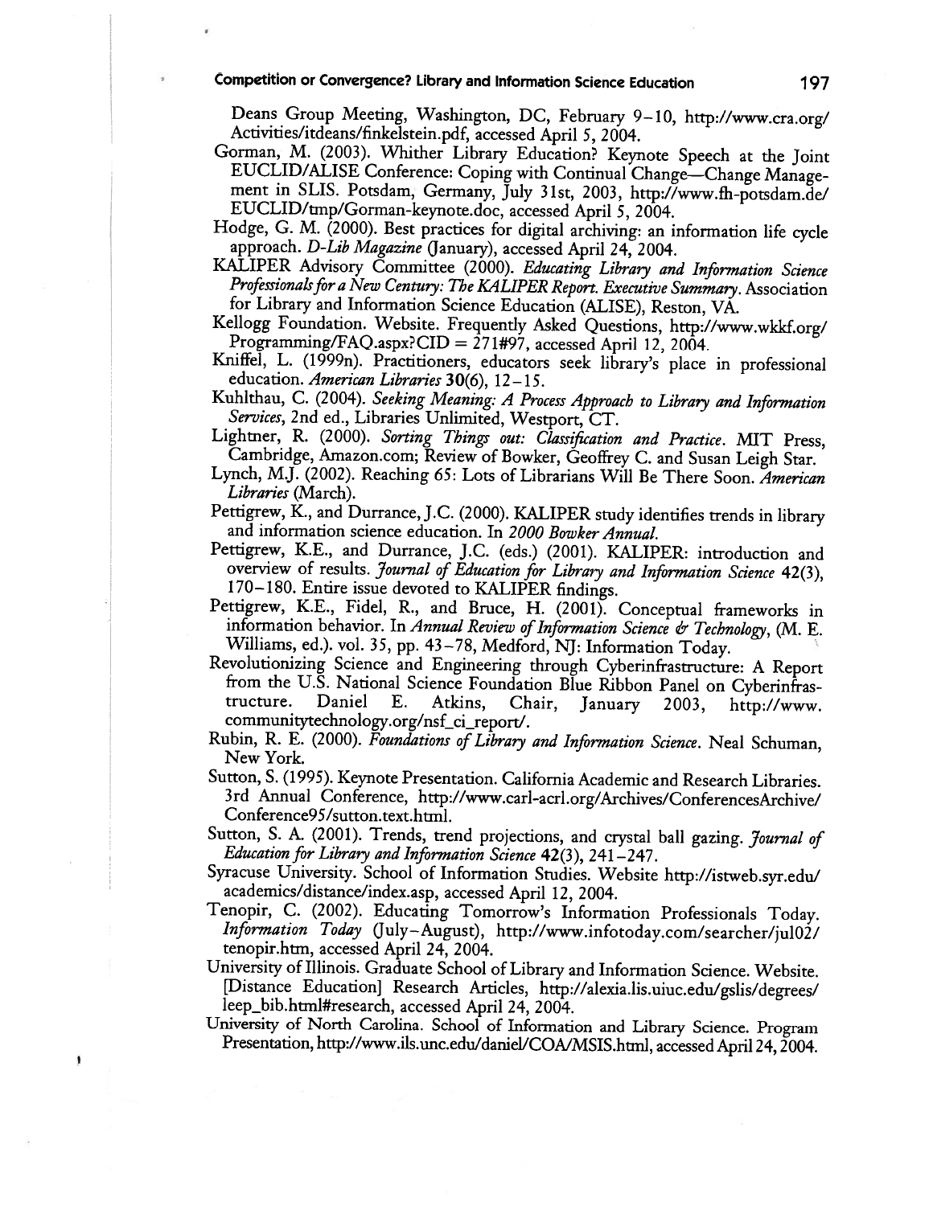Deans Group Meeting, Washington, DC, February 9–10, http://www.cra.org/Activities/itdeans/finkelstein.pdf, accessed April 5, 2004.

Gorman, M. (2003). Whither Library Education? Keynote Speech at the Joint EUCLID/ALISE Conference: Coping with Continual Change—Change Management in SLIS. Potsdam, Germany, July 31st, 2003, http://www.fh-potsdam.de/EUCLID/tmp/Gorman-keynote.doc, accessed April 5, 2004.

Hodge, G. M. (2000). Best practices for digital archiving: an information life cycle approach. *D-Lib Magazine* (January), accessed April 24, 2004.

KALIPER Advisory Committee (2000). *Educating Library and Information Science Professionals for a New Century: The KALIPER Report. Executive Summary*. Association for Library and Information Science Education (ALISE), Reston, VA.

Kellogg Foundation. Website. Frequently Asked Questions, http://www.wkkf.org/Programming/FAQ.aspx?CID = 271#97, accessed April 12, 2004.

Kniffel, L. (1999n). Practitioners, educators seek library's place in professional education. *American Libraries* **30**(6), 12–15.

Kuhlthau, C. (2004). *Seeking Meaning: A Process Approach to Library and Information Services*, 2nd ed., Libraries Unlimited, Westport, CT.

Lightner, R. (2000). *Sorting Things out: Classification and Practice*. MIT Press, Cambridge, Amazon.com; Review of Bowker, Geoffrey C. and Susan Leigh Star.

Lynch, M.J. (2002). Reaching 65: Lots of Librarians Will Be There Soon. *American Libraries* (March).

Pettigrew, K., and Durrance, J.C. (2000). KALIPER study identifies trends in library and information science education. In *2000 Bowker Annual*.

Pettigrew, K.E., and Durrance, J.C. (eds.) (2001). KALIPER: introduction and overview of results. *Journal of Education for Library and Information Science* **42**(3), 170–180. Entire issue devoted to KALIPER findings.

Pettigrew, K.E., Fidel, R., and Bruce, H. (2001). Conceptual frameworks in information behavior. In *Annual Review of Information Science & Technology*, (M. E. Williams, ed.). vol. 35, pp. 43–78, Medford, NJ: Information Today.

Revolutionizing Science and Engineering through Cyberinfrastructure: A Report from the U.S. National Science Foundation Blue Ribbon Panel on Cyberinfrastructure. Daniel E. Atkins, Chair, January 2003, http://www.communitytechnology.org/nsf_ci_report/.

Rubin, R. E. (2000). *Foundations of Library and Information Science*. Neal Schuman, New York.

Sutton, S. (1995). Keynote Presentation. California Academic and Research Libraries. 3rd Annual Conference, http://www.carl-acrl.org/Archives/ConferencesArchive/Conference95/sutton.text.html.

Sutton, S. A. (2001). Trends, trend projections, and crystal ball gazing. *Journal of Education for Library and Information Science* **42**(3), 241–247.

Syracuse University. School of Information Studies. Website http://istweb.syr.edu/academics/distance/index.asp, accessed April 12, 2004.

Tenopir, C. (2002). Educating Tomorrow's Information Professionals Today. *Information Today* (July–August), http://www.infotoday.com/searcher/jul02/tenopir.htm, accessed April 24, 2004.

University of Illinois. Graduate School of Library and Information Science. Website. [Distance Education] Research Articles, http://alexia.lis.uiuc.edu/gslis/degrees/leep_bib.html#research, accessed April 24, 2004.

University of North Carolina. School of Information and Library Science. Program Presentation, http://www.ils.unc.edu/daniel/COA/MSIS.html, accessed April 24, 2004.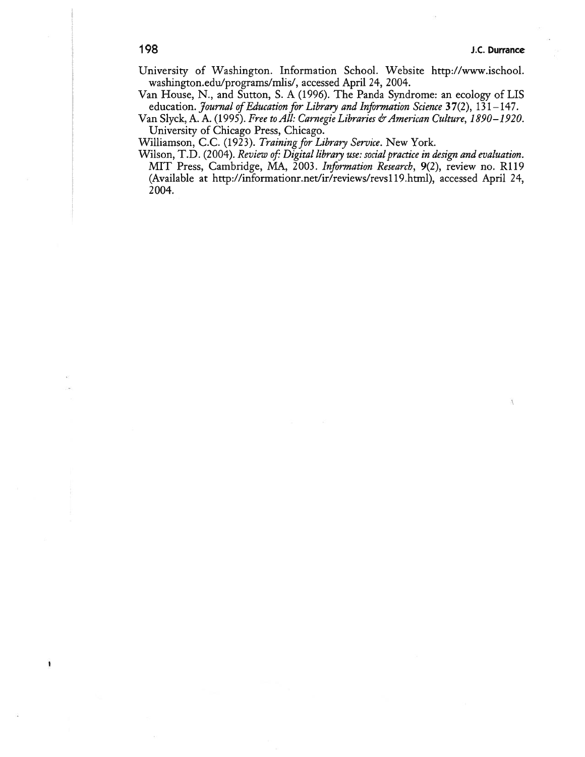University of Washington. Information School. Website http://www.ischool.washington.edu/programs/mlis/, accessed April 24, 2004.

Van House, N., and Sutton, S. A (1996). The Panda Syndrome: an ecology of LIS education. *Journal of Education for Library and Information Science* **37**(2), 131–147.

Van Slyck, A. A. (1995). *Free to All: Carnegie Libraries & American Culture, 1890–1920*. University of Chicago Press, Chicago.

Williamson, C.C. (1923). *Training for Library Service*. New York.

Wilson, T.D. (2004). *Review of: Digital library use: social practice in design and evaluation*. MIT Press, Cambridge, MA, 2003. *Information Research*, **9**(2), review no. R119 (Available at http://informationr.net/ir/reviews/revs119.html), accessed April 24, 2004.